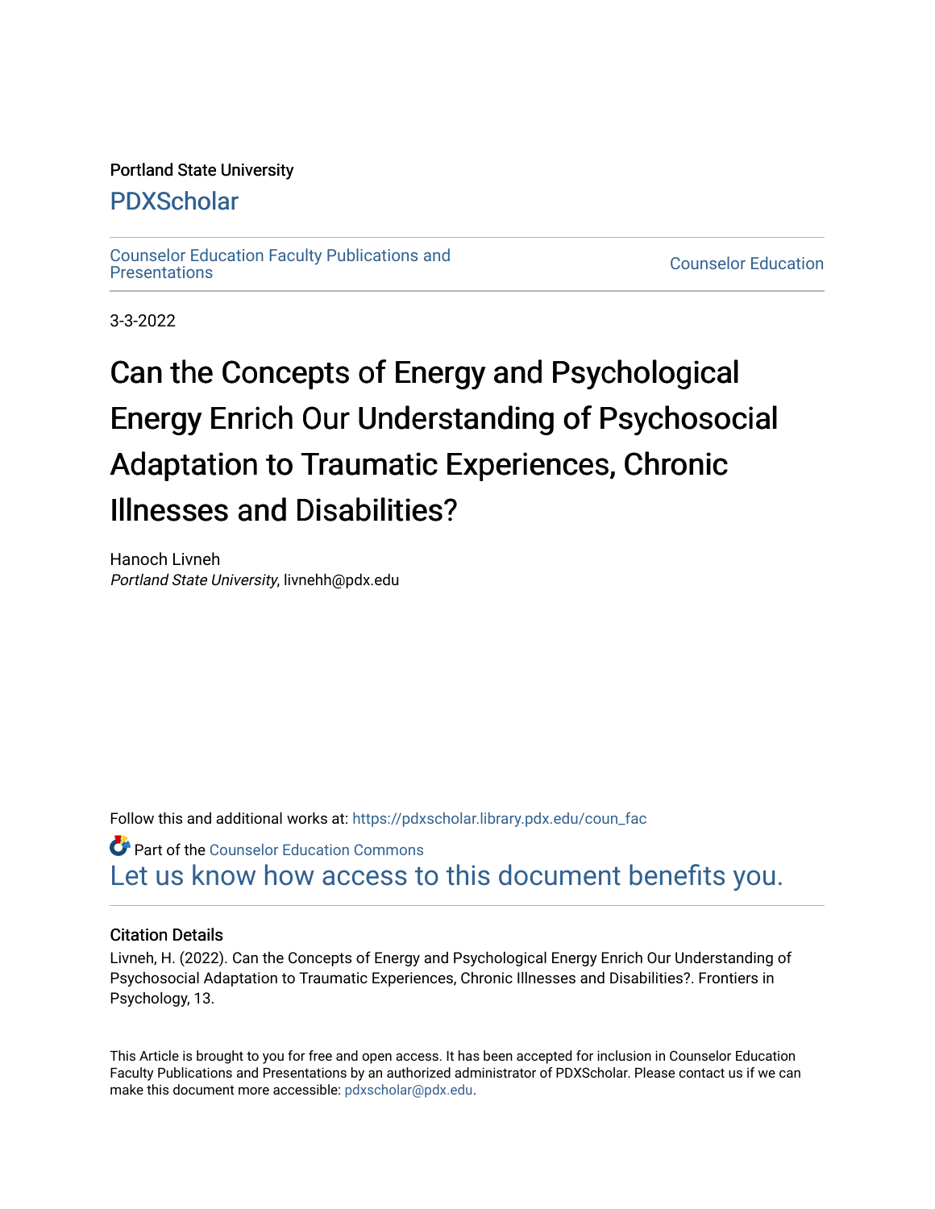Portland State University

# PDXScholar

Counselor Education Faculty Publications and Presentations

Counselor Education

3-3-2022

# Can the Concepts of Energy and Psychological Energy Enrich Our Understanding of Psychosocial Adaptation to Traumatic Experiences, Chronic Illnesses and Disabilities?

Hanoch Livneh
*Portland State University*, livnehh@pdx.edu

Follow this and additional works at: https://pdxscholar.library.pdx.edu/coun_fac

Part of the Counselor Education Commons

Let us know how access to this document benefits you.

## Citation Details

Livneh, H. (2022). Can the Concepts of Energy and Psychological Energy Enrich Our Understanding of Psychosocial Adaptation to Traumatic Experiences, Chronic Illnesses and Disabilities?. Frontiers in Psychology, 13.

This Article is brought to you for free and open access. It has been accepted for inclusion in Counselor Education Faculty Publications and Presentations by an authorized administrator of PDXScholar. Please contact us if we can make this document more accessible: pdxscholar@pdx.edu.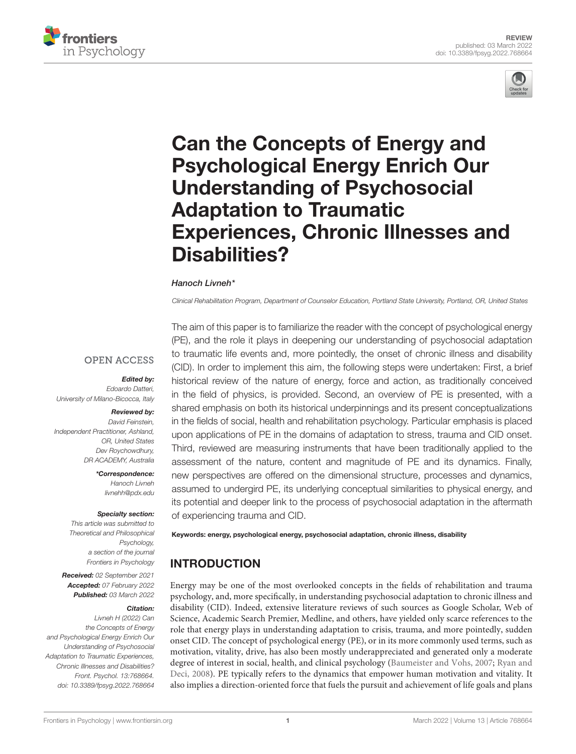# Can the Concepts of Energy and Psychological Energy Enrich Our Understanding of Psychosocial Adaptation to Traumatic Experiences, Chronic Illnesses and Disabilities?

*Hanoch Livneh**

*Clinical Rehabilitation Program, Department of Counselor Education, Portland State University, Portland, OR, United States*

OPEN ACCESS

***Edited by:***
*Edoardo Datteri,*
*University of Milano-Bicocca, Italy*

***Reviewed by:***
*David Feinstein,*
*Independent Practitioner, Ashland, OR, United States*
*Dev Roychowdhury,*
*DR ACADEMY, Australia*

****Correspondence:***
*Hanoch Livneh*
*livnehh@pdx.edu*

***Specialty section:***
*This article was submitted to Theoretical and Philosophical Psychology, a section of the journal Frontiers in Psychology*

***Received:*** *02 September 2021*
***Accepted:*** *07 February 2022*
***Published:*** *03 March 2022*

***Citation:***
*Livneh H (2022) Can the Concepts of Energy and Psychological Energy Enrich Our Understanding of Psychosocial Adaptation to Traumatic Experiences, Chronic Illnesses and Disabilities? Front. Psychol. 13:768664. doi: 10.3389/fpsyg.2022.768664*

The aim of this paper is to familiarize the reader with the concept of psychological energy (PE), and the role it plays in deepening our understanding of psychosocial adaptation to traumatic life events and, more pointedly, the onset of chronic illness and disability (CID). In order to implement this aim, the following steps were undertaken: First, a brief historical review of the nature of energy, force and action, as traditionally conceived in the field of physics, is provided. Second, an overview of PE is presented, with a shared emphasis on both its historical underpinnings and its present conceptualizations in the fields of social, health and rehabilitation psychology. Particular emphasis is placed upon applications of PE in the domains of adaptation to stress, trauma and CID onset. Third, reviewed are measuring instruments that have been traditionally applied to the assessment of the nature, content and magnitude of PE and its dynamics. Finally, new perspectives are offered on the dimensional structure, processes and dynamics, assumed to undergird PE, its underlying conceptual similarities to physical energy, and its potential and deeper link to the process of psychosocial adaptation in the aftermath of experiencing trauma and CID.

**Keywords: energy, psychological energy, psychosocial adaptation, chronic illness, disability**

## INTRODUCTION

Energy may be one of the most overlooked concepts in the fields of rehabilitation and trauma psychology, and, more specifically, in understanding psychosocial adaptation to chronic illness and disability (CID). Indeed, extensive literature reviews of such sources as Google Scholar, Web of Science, Academic Search Premier, Medline, and others, have yielded only scarce references to the role that energy plays in understanding adaptation to crisis, trauma, and more pointedly, sudden onset CID. The concept of psychological energy (PE), or in its more commonly used terms, such as motivation, vitality, drive, has also been mostly underappreciated and generated only a moderate degree of interest in social, health, and clinical psychology (Baumeister and Vohs, 2007; Ryan and Deci, 2008). PE typically refers to the dynamics that empower human motivation and vitality. It also implies a direction-oriented force that fuels the pursuit and achievement of life goals and plans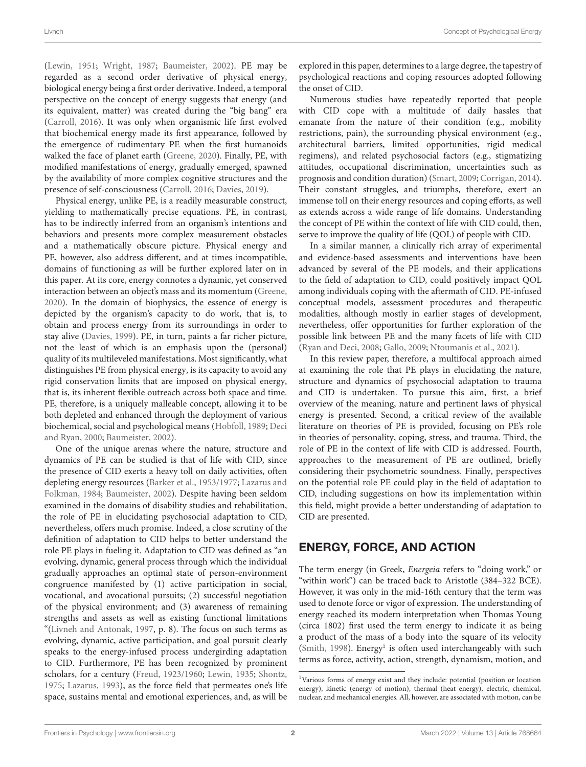(Lewin, 1951; Wright, 1987; Baumeister, 2002). PE may be regarded as a second order derivative of physical energy, biological energy being a first order derivative. Indeed, a temporal perspective on the concept of energy suggests that energy (and its equivalent, matter) was created during the "big bang" era (Carroll, 2016). It was only when organismic life first evolved that biochemical energy made its first appearance, followed by the emergence of rudimentary PE when the first humanoids walked the face of planet earth (Greene, 2020). Finally, PE, with modified manifestations of energy, gradually emerged, spawned by the availability of more complex cognitive structures and the presence of self-consciousness (Carroll, 2016; Davies, 2019).

Physical energy, unlike PE, is a readily measurable construct, yielding to mathematically precise equations. PE, in contrast, has to be indirectly inferred from an organism's intentions and behaviors and presents more complex measurement obstacles and a mathematically obscure picture. Physical energy and PE, however, also address different, and at times incompatible, domains of functioning as will be further explored later on in this paper. At its core, energy connotes a dynamic, yet conserved interaction between an object's mass and its momentum (Greene, 2020). In the domain of biophysics, the essence of energy is depicted by the organism's capacity to do work, that is, to obtain and process energy from its surroundings in order to stay alive (Davies, 1999). PE, in turn, paints a far richer picture, not the least of which is an emphasis upon the (personal) quality of its multileveled manifestations. Most significantly, what distinguishes PE from physical energy, is its capacity to avoid any rigid conservation limits that are imposed on physical energy, that is, its inherent flexible outreach across both space and time. PE, therefore, is a uniquely malleable concept, allowing it to be both depleted and enhanced through the deployment of various biochemical, social and psychological means (Hobfoll, 1989; Deci and Ryan, 2000; Baumeister, 2002).

One of the unique arenas where the nature, structure and dynamics of PE can be studied is that of life with CID, since the presence of CID exerts a heavy toll on daily activities, often depleting energy resources (Barker et al., 1953/1977; Lazarus and Folkman, 1984; Baumeister, 2002). Despite having been seldom examined in the domains of disability studies and rehabilitation, the role of PE in elucidating psychosocial adaptation to CID, nevertheless, offers much promise. Indeed, a close scrutiny of the definition of adaptation to CID helps to better understand the role PE plays in fueling it. Adaptation to CID was defined as "an evolving, dynamic, general process through which the individual gradually approaches an optimal state of person-environment congruence manifested by (1) active participation in social, vocational, and avocational pursuits; (2) successful negotiation of the physical environment; and (3) awareness of remaining strengths and assets as well as existing functional limitations "(Livneh and Antonak, 1997, p. 8). The focus on such terms as evolving, dynamic, active participation, and goal pursuit clearly speaks to the energy-infused process undergirding adaptation to CID. Furthermore, PE has been recognized by prominent scholars, for a century (Freud, 1923/1960; Lewin, 1935; Shontz, 1975; Lazarus, 1993), as the force field that permeates one's life space, sustains mental and emotional experiences, and, as will be explored in this paper, determines to a large degree, the tapestry of psychological reactions and coping resources adopted following the onset of CID.

Numerous studies have repeatedly reported that people with CID cope with a multitude of daily hassles that emanate from the nature of their condition (e.g., mobility restrictions, pain), the surrounding physical environment (e.g., architectural barriers, limited opportunities, rigid medical regimens), and related psychosocial factors (e.g., stigmatizing attitudes, occupational discrimination, uncertainties such as prognosis and condition duration) (Smart, 2009; Corrigan, 2014). Their constant struggles, and triumphs, therefore, exert an immense toll on their energy resources and coping efforts, as well as extends across a wide range of life domains. Understanding the concept of PE within the context of life with CID could, then, serve to improve the quality of life (QOL) of people with CID.

In a similar manner, a clinically rich array of experimental and evidence-based assessments and interventions have been advanced by several of the PE models, and their applications to the field of adaptation to CID, could positively impact QOL among individuals coping with the aftermath of CID. PE-infused conceptual models, assessment procedures and therapeutic modalities, although mostly in earlier stages of development, nevertheless, offer opportunities for further exploration of the possible link between PE and the many facets of life with CID (Ryan and Deci, 2008; Gallo, 2009; Ntoumanis et al., 2021).

In this review paper, therefore, a multifocal approach aimed at examining the role that PE plays in elucidating the nature, structure and dynamics of psychosocial adaptation to trauma and CID is undertaken. To pursue this aim, first, a brief overview of the meaning, nature and pertinent laws of physical energy is presented. Second, a critical review of the available literature on theories of PE is provided, focusing on PE's role in theories of personality, coping, stress, and trauma. Third, the role of PE in the context of life with CID is addressed. Fourth, approaches to the measurement of PE are outlined, briefly considering their psychometric soundness. Finally, perspectives on the potential role PE could play in the field of adaptation to CID, including suggestions on how its implementation within this field, might provide a better understanding of adaptation to CID are presented.

## ENERGY, FORCE, AND ACTION

The term energy (in Greek, *Energeia* refers to "doing work," or "within work") can be traced back to Aristotle (384–322 BCE). However, it was only in the mid-16th century that the term was used to denote force or vigor of expression. The understanding of energy reached its modern interpretation when Thomas Young (circa 1802) first used the term energy to indicate it as being a product of the mass of a body into the square of its velocity (Smith, 1998). Energy[1] is often used interchangeably with such terms as force, activity, action, strength, dynamism, motion, and

[1]Various forms of energy exist and they include: potential (position or location energy), kinetic (energy of motion), thermal (heat energy), electric, chemical, nuclear, and mechanical energies. All, however, are associated with motion, can be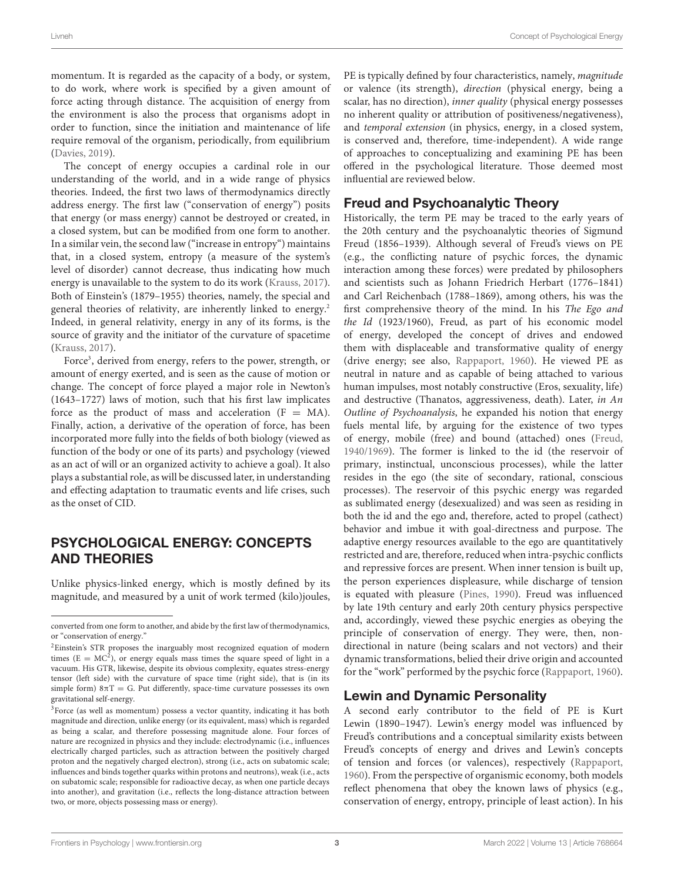momentum. It is regarded as the capacity of a body, or system, to do work, where work is specified by a given amount of force acting through distance. The acquisition of energy from the environment is also the process that organisms adopt in order to function, since the initiation and maintenance of life require removal of the organism, periodically, from equilibrium (Davies, 2019).

The concept of energy occupies a cardinal role in our understanding of the world, and in a wide range of physics theories. Indeed, the first two laws of thermodynamics directly address energy. The first law ("conservation of energy") posits that energy (or mass energy) cannot be destroyed or created, in a closed system, but can be modified from one form to another. In a similar vein, the second law ("increase in entropy") maintains that, in a closed system, entropy (a measure of the system's level of disorder) cannot decrease, thus indicating how much energy is unavailable to the system to do its work (Krauss, 2017). Both of Einstein's (1879–1955) theories, namely, the special and general theories of relativity, are inherently linked to energy.[2] Indeed, in general relativity, energy in any of its forms, is the source of gravity and the initiator of the curvature of spacetime (Krauss, 2017).

Force[3], derived from energy, refers to the power, strength, or amount of energy exerted, and is seen as the cause of motion or change. The concept of force played a major role in Newton's (1643–1727) laws of motion, such that his first law implicates force as the product of mass and acceleration ($F = MA$). Finally, action, a derivative of the operation of force, has been incorporated more fully into the fields of both biology (viewed as function of the body or one of its parts) and psychology (viewed as an act of will or an organized activity to achieve a goal). It also plays a substantial role, as will be discussed later, in understanding and effecting adaptation to traumatic events and life crises, such as the onset of CID.

## PSYCHOLOGICAL ENERGY: CONCEPTS AND THEORIES

Unlike physics-linked energy, which is mostly defined by its magnitude, and measured by a unit of work termed (kilo)joules, PE is typically defined by four characteristics, namely, *magnitude* or valence (its strength), *direction* (physical energy, being a scalar, has no direction), *inner quality* (physical energy possesses no inherent quality or attribution of positiveness/negativeness), and *temporal extension* (in physics, energy, in a closed system, is conserved and, therefore, time-independent). A wide range of approaches to conceptualizing and examining PE has been offered in the psychological literature. Those deemed most influential are reviewed below.

### Freud and Psychoanalytic Theory

Historically, the term PE may be traced to the early years of the 20th century and the psychoanalytic theories of Sigmund Freud (1856–1939). Although several of Freud's views on PE (e.g., the conflicting nature of psychic forces, the dynamic interaction among these forces) were predated by philosophers and scientists such as Johann Friedrich Herbart (1776–1841) and Carl Reichenbach (1788–1869), among others, his was the first comprehensive theory of the mind. In his *The Ego and the Id* (1923/1960), Freud, as part of his economic model of energy, developed the concept of drives and endowed them with displaceable and transformative quality of energy (drive energy; see also, Rappaport, 1960). He viewed PE as neutral in nature and as capable of being attached to various human impulses, most notably constructive (Eros, sexuality, life) and destructive (Thanatos, aggressiveness, death). Later, *in An Outline of Psychoanalysis*, he expanded his notion that energy fuels mental life, by arguing for the existence of two types of energy, mobile (free) and bound (attached) ones (Freud, 1940/1969). The former is linked to the id (the reservoir of primary, instinctual, unconscious processes), while the latter resides in the ego (the site of secondary, rational, conscious processes). The reservoir of this psychic energy was regarded as sublimated energy (desexualized) and was seen as residing in both the id and the ego and, therefore, acted to propel (cathect) behavior and imbue it with goal-directness and purpose. The adaptive energy resources available to the ego are quantitatively restricted and are, therefore, reduced when intra-psychic conflicts and repressive forces are present. When inner tension is built up, the person experiences displeasure, while discharge of tension is equated with pleasure (Pines, 1990). Freud was influenced by late 19th century and early 20th century physics perspective and, accordingly, viewed these psychic energies as obeying the principle of conservation of energy. They were, then, non-directional in nature (being scalars and not vectors) and their dynamic transformations, belied their drive origin and accounted for the "work" performed by the psychic force (Rappaport, 1960).

### Lewin and Dynamic Personality

A second early contributor to the field of PE is Kurt Lewin (1890–1947). Lewin's energy model was influenced by Freud's contributions and a conceptual similarity exists between Freud's concepts of energy and drives and Lewin's concepts of tension and forces (or valences), respectively (Rappaport, 1960). From the perspective of organismic economy, both models reflect phenomena that obey the known laws of physics (e.g., conservation of energy, entropy, principle of least action). In his

---

converted from one form to another, and abide by the first law of thermodynamics, or "conservation of energy."

[2] Einstein's STR proposes the inarguably most recognized equation of modern times ($E = MC^2$), or energy equals mass times the square speed of light in a vacuum. His GTR, likewise, despite its obvious complexity, equates stress-energy tensor (left side) with the curvature of space time (right side), that is (in its simple form) $8\pi T = G$. Put differently, space-time curvature possesses its own gravitational self-energy.

[3] Force (as well as momentum) possess a vector quantity, indicating it has both magnitude and direction, unlike energy (or its equivalent, mass) which is regarded as being a scalar, and therefore possessing magnitude alone. Four forces of nature are recognized in physics and they include: electrodynamic (i.e., influences electrically charged particles, such as attraction between the positively charged proton and the negatively charged electron), strong (i.e., acts on subatomic scale; influences and binds together quarks within protons and neutrons), weak (i.e., acts on subatomic scale; responsible for radioactive decay, as when one particle decays into another), and gravitation (i.e., reflects the long-distance attraction between two, or more, objects possessing mass or energy).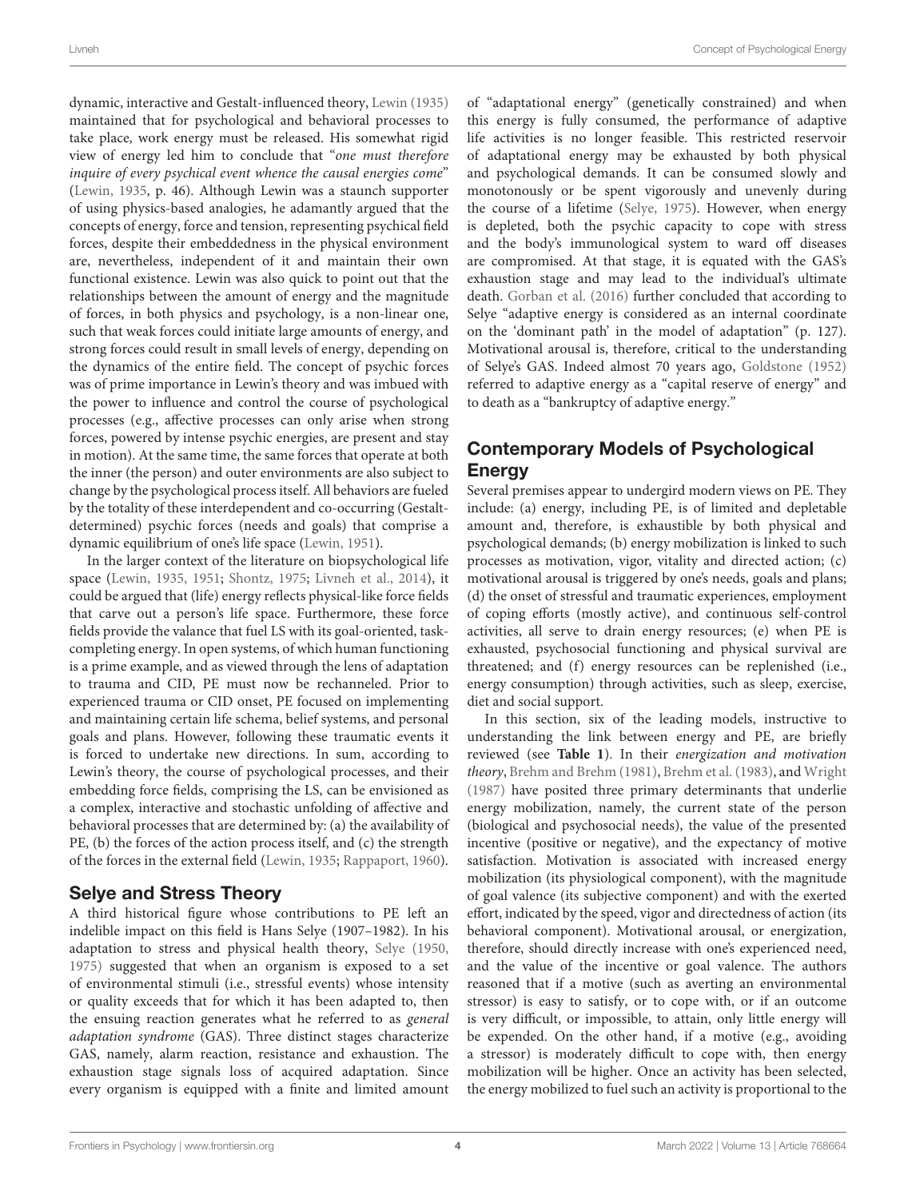dynamic, interactive and Gestalt-influenced theory, Lewin (1935) maintained that for psychological and behavioral processes to take place, work energy must be released. His somewhat rigid view of energy led him to conclude that "*one must therefore inquire of every psychical event whence the causal energies come*" (Lewin, 1935, p. 46). Although Lewin was a staunch supporter of using physics-based analogies, he adamantly argued that the concepts of energy, force and tension, representing psychical field forces, despite their embeddedness in the physical environment are, nevertheless, independent of it and maintain their own functional existence. Lewin was also quick to point out that the relationships between the amount of energy and the magnitude of forces, in both physics and psychology, is a non-linear one, such that weak forces could initiate large amounts of energy, and strong forces could result in small levels of energy, depending on the dynamics of the entire field. The concept of psychic forces was of prime importance in Lewin's theory and was imbued with the power to influence and control the course of psychological processes (e.g., affective processes can only arise when strong forces, powered by intense psychic energies, are present and stay in motion). At the same time, the same forces that operate at both the inner (the person) and outer environments are also subject to change by the psychological process itself. All behaviors are fueled by the totality of these interdependent and co-occurring (Gestalt-determined) psychic forces (needs and goals) that comprise a dynamic equilibrium of one's life space (Lewin, 1951).

In the larger context of the literature on biopsychological life space (Lewin, 1935, 1951; Shontz, 1975; Livneh et al., 2014), it could be argued that (life) energy reflects physical-like force fields that carve out a person's life space. Furthermore, these force fields provide the valance that fuel LS with its goal-oriented, task-completing energy. In open systems, of which human functioning is a prime example, and as viewed through the lens of adaptation to trauma and CID, PE must now be rechanneled. Prior to experienced trauma or CID onset, PE focused on implementing and maintaining certain life schema, belief systems, and personal goals and plans. However, following these traumatic events it is forced to undertake new directions. In sum, according to Lewin's theory, the course of psychological processes, and their embedding force fields, comprising the LS, can be envisioned as a complex, interactive and stochastic unfolding of affective and behavioral processes that are determined by: (a) the availability of PE, (b) the forces of the action process itself, and (c) the strength of the forces in the external field (Lewin, 1935; Rappaport, 1960).

## Selye and Stress Theory

A third historical figure whose contributions to PE left an indelible impact on this field is Hans Selye (1907–1982). In his adaptation to stress and physical health theory, Selye (1950, 1975) suggested that when an organism is exposed to a set of environmental stimuli (i.e., stressful events) whose intensity or quality exceeds that for which it has been adapted to, then the ensuing reaction generates what he referred to as *general adaptation syndrome* (GAS). Three distinct stages characterize GAS, namely, alarm reaction, resistance and exhaustion. The exhaustion stage signals loss of acquired adaptation. Since every organism is equipped with a finite and limited amount of "adaptational energy" (genetically constrained) and when this energy is fully consumed, the performance of adaptive life activities is no longer feasible. This restricted reservoir of adaptational energy may be exhausted by both physical and psychological demands. It can be consumed slowly and monotonously or be spent vigorously and unevenly during the course of a lifetime (Selye, 1975). However, when energy is depleted, both the psychic capacity to cope with stress and the body's immunological system to ward off diseases are compromised. At that stage, it is equated with the GAS's exhaustion stage and may lead to the individual's ultimate death. Gorban et al. (2016) further concluded that according to Selye "adaptive energy is considered as an internal coordinate on the 'dominant path' in the model of adaptation" (p. 127). Motivational arousal is, therefore, critical to the understanding of Selye's GAS. Indeed almost 70 years ago, Goldstone (1952) referred to adaptive energy as a "capital reserve of energy" and to death as a "bankruptcy of adaptive energy."

## Contemporary Models of Psychological Energy

Several premises appear to undergird modern views on PE. They include: (a) energy, including PE, is of limited and depletable amount and, therefore, is exhaustible by both physical and psychological demands; (b) energy mobilization is linked to such processes as motivation, vigor, vitality and directed action; (c) motivational arousal is triggered by one's needs, goals and plans; (d) the onset of stressful and traumatic experiences, employment of coping efforts (mostly active), and continuous self-control activities, all serve to drain energy resources; (e) when PE is exhausted, psychosocial functioning and physical survival are threatened; and (f) energy resources can be replenished (i.e., energy consumption) through activities, such as sleep, exercise, diet and social support.

In this section, six of the leading models, instructive to understanding the link between energy and PE, are briefly reviewed (see **Table 1**). In their *energization and motivation theory*, Brehm and Brehm (1981), Brehm et al. (1983), and Wright (1987) have posited three primary determinants that underlie energy mobilization, namely, the current state of the person (biological and psychosocial needs), the value of the presented incentive (positive or negative), and the expectancy of motive satisfaction. Motivation is associated with increased energy mobilization (its physiological component), with the magnitude of goal valence (its subjective component) and with the exerted effort, indicated by the speed, vigor and directedness of action (its behavioral component). Motivational arousal, or energization, therefore, should directly increase with one's experienced need, and the value of the incentive or goal valence. The authors reasoned that if a motive (such as averting an environmental stressor) is easy to satisfy, or to cope with, or if an outcome is very difficult, or impossible, to attain, only little energy will be expended. On the other hand, if a motive (e.g., avoiding a stressor) is moderately difficult to cope with, then energy mobilization will be higher. Once an activity has been selected, the energy mobilized to fuel such an activity is proportional to the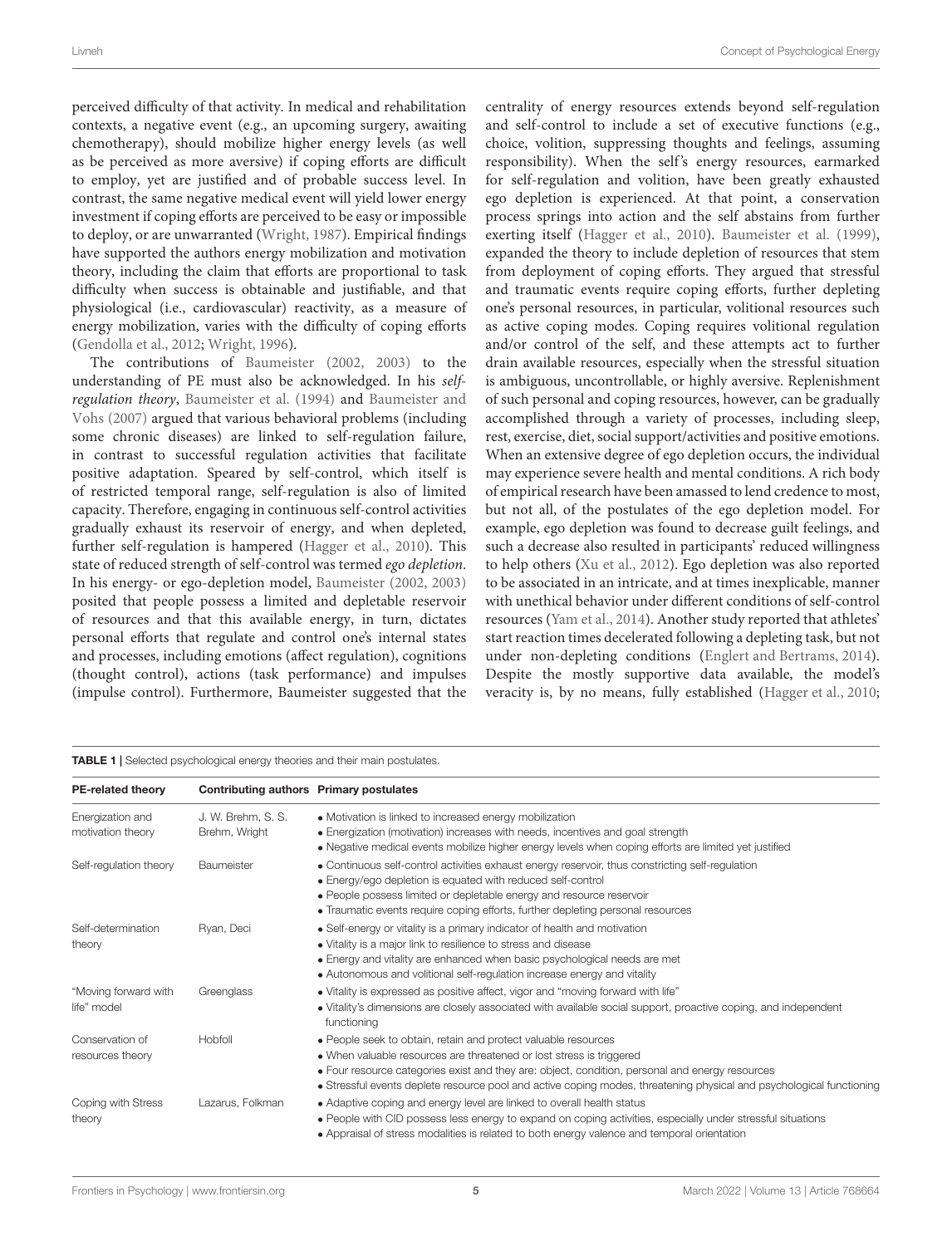perceived difficulty of that activity. In medical and rehabilitation contexts, a negative event (e.g., an upcoming surgery, awaiting chemotherapy), should mobilize higher energy levels (as well as be perceived as more aversive) if coping efforts are difficult to employ, yet are justified and of probable success level. In contrast, the same negative medical event will yield lower energy investment if coping efforts are perceived to be easy or impossible to deploy, or are unwarranted (Wright, 1987). Empirical findings have supported the authors energy mobilization and motivation theory, including the claim that efforts are proportional to task difficulty when success is obtainable and justifiable, and that physiological (i.e., cardiovascular) reactivity, as a measure of energy mobilization, varies with the difficulty of coping efforts (Gendolla et al., 2012; Wright, 1996).

The contributions of Baumeister (2002, 2003) to the understanding of PE must also be acknowledged. In his *self-regulation theory*, Baumeister et al. (1994) and Baumeister and Vohs (2007) argued that various behavioral problems (including some chronic diseases) are linked to self-regulation failure, in contrast to successful regulation activities that facilitate positive adaptation. Speared by self-control, which itself is of restricted temporal range, self-regulation is also of limited capacity. Therefore, engaging in continuous self-control activities gradually exhaust its reservoir of energy, and when depleted, further self-regulation is hampered (Hagger et al., 2010). This state of reduced strength of self-control was termed *ego depletion*. In his energy- or ego-depletion model, Baumeister (2002, 2003) posited that people possess a limited and depletable reservoir of resources and that this available energy, in turn, dictates personal efforts that regulate and control one's internal states and processes, including emotions (affect regulation), cognitions (thought control), actions (task performance) and impulses (impulse control). Furthermore, Baumeister suggested that the centrality of energy resources extends beyond self-regulation and self-control to include a set of executive functions (e.g., choice, volition, suppressing thoughts and feelings, assuming responsibility). When the self's energy resources, earmarked for self-regulation and volition, have been greatly exhausted ego depletion is experienced. At that point, a conservation process springs into action and the self abstains from further exerting itself (Hagger et al., 2010). Baumeister et al. (1999), expanded the theory to include depletion of resources that stem from deployment of coping efforts. They argued that stressful and traumatic events require coping efforts, further depleting one's personal resources, in particular, volitional resources such as active coping modes. Coping requires volitional regulation and/or control of the self, and these attempts act to further drain available resources, especially when the stressful situation is ambiguous, uncontrollable, or highly aversive. Replenishment of such personal and coping resources, however, can be gradually accomplished through a variety of processes, including sleep, rest, exercise, diet, social support/activities and positive emotions. When an extensive degree of ego depletion occurs, the individual may experience severe health and mental conditions. A rich body of empirical research have been amassed to lend credence to most, but not all, of the postulates of the ego depletion model. For example, ego depletion was found to decrease guilt feelings, and such a decrease also resulted in participants' reduced willingness to help others (Xu et al., 2012). Ego depletion was also reported to be associated in an intricate, and at times inexplicable, manner with unethical behavior under different conditions of self-control resources (Yam et al., 2014). Another study reported that athletes' start reaction times decelerated following a depleting task, but not under non-depleting conditions (Englert and Bertrams, 2014). Despite the mostly supportive data available, the model's veracity is, by no means, fully established (Hagger et al., 2010;

**TABLE 1** | Selected psychological energy theories and their main postulates.

| PE-related theory | Contributing authors | Primary postulates |
|---|---|---|
| Energization and motivation theory | J. W. Brehm, S. S. Brehm, Wright | • Motivation is linked to increased energy mobilization<br>• Energization (motivation) increases with needs, incentives and goal strength<br>• Negative medical events mobilize higher energy levels when coping efforts are limited yet justified |
| Self-regulation theory | Baumeister | • Continuous self-control activities exhaust energy reservoir, thus constricting self-regulation<br>• Energy/ego depletion is equated with reduced self-control<br>• People possess limited or depletable energy and resource reservoir<br>• Traumatic events require coping efforts, further depleting personal resources |
| Self-determination theory | Ryan, Deci | • Self-energy or vitality is a primary indicator of health and motivation<br>• Vitality is a major link to resilience to stress and disease<br>• Energy and vitality are enhanced when basic psychological needs are met<br>• Autonomous and volitional self-regulation increase energy and vitality |
| "Moving forward with life" model | Greenglass | • Vitality is expressed as positive affect, vigor and "moving forward with life"<br>• Vitality's dimensions are closely associated with available social support, proactive coping, and independent functioning |
| Conservation of resources theory | Hobfoll | • People seek to obtain, retain and protect valuable resources<br>• When valuable resources are threatened or lost stress is triggered<br>• Four resource categories exist and they are: object, condition, personal and energy resources<br>• Stressful events deplete resource pool and active coping modes, threatening physical and psychological functioning |
| Coping with Stress theory | Lazarus, Folkman | • Adaptive coping and energy level are linked to overall health status<br>• People with CID possess less energy to expand on coping activities, especially under stressful situations<br>• Appraisal of stress modalities is related to both energy valence and temporal orientation |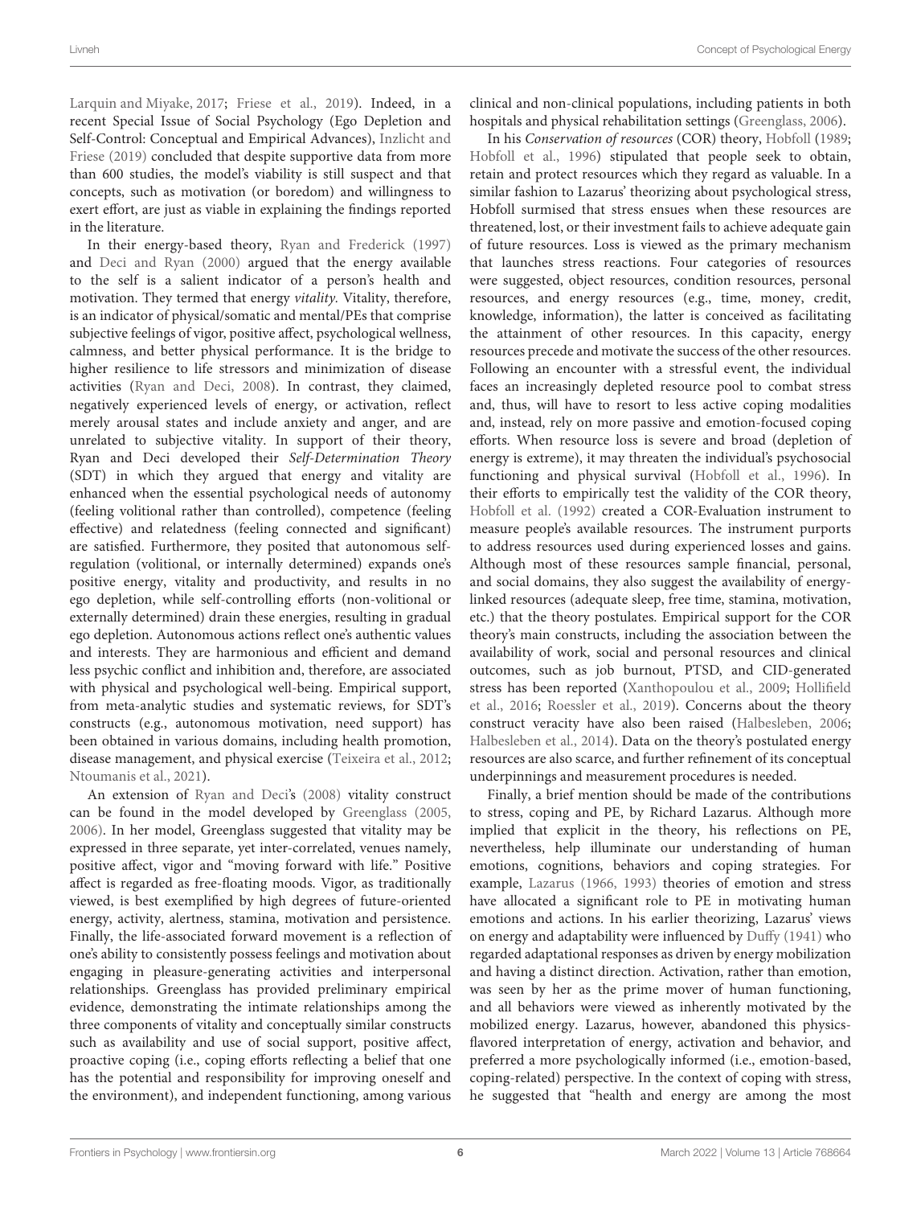Larquin and Miyake, 2017; Friese et al., 2019). Indeed, in a recent Special Issue of Social Psychology (Ego Depletion and Self-Control: Conceptual and Empirical Advances), Inzlicht and Friese (2019) concluded that despite supportive data from more than 600 studies, the model's viability is still suspect and that concepts, such as motivation (or boredom) and willingness to exert effort, are just as viable in explaining the findings reported in the literature.

In their energy-based theory, Ryan and Frederick (1997) and Deci and Ryan (2000) argued that the energy available to the self is a salient indicator of a person's health and motivation. They termed that energy *vitality*. Vitality, therefore, is an indicator of physical/somatic and mental/PEs that comprise subjective feelings of vigor, positive affect, psychological wellness, calmness, and better physical performance. It is the bridge to higher resilience to life stressors and minimization of disease activities (Ryan and Deci, 2008). In contrast, they claimed, negatively experienced levels of energy, or activation, reflect merely arousal states and include anxiety and anger, and are unrelated to subjective vitality. In support of their theory, Ryan and Deci developed their *Self-Determination Theory* (SDT) in which they argued that energy and vitality are enhanced when the essential psychological needs of autonomy (feeling volitional rather than controlled), competence (feeling effective) and relatedness (feeling connected and significant) are satisfied. Furthermore, they posited that autonomous self-regulation (volitional, or internally determined) expands one's positive energy, vitality and productivity, and results in no ego depletion, while self-controlling efforts (non-volitional or externally determined) drain these energies, resulting in gradual ego depletion. Autonomous actions reflect one's authentic values and interests. They are harmonious and efficient and demand less psychic conflict and inhibition and, therefore, are associated with physical and psychological well-being. Empirical support, from meta-analytic studies and systematic reviews, for SDT's constructs (e.g., autonomous motivation, need support) has been obtained in various domains, including health promotion, disease management, and physical exercise (Teixeira et al., 2012; Ntoumanis et al., 2021).

An extension of Ryan and Deci's (2008) vitality construct can be found in the model developed by Greenglass (2005, 2006). In her model, Greenglass suggested that vitality may be expressed in three separate, yet inter-correlated, venues namely, positive affect, vigor and "moving forward with life." Positive affect is regarded as free-floating moods. Vigor, as traditionally viewed, is best exemplified by high degrees of future-oriented energy, activity, alertness, stamina, motivation and persistence. Finally, the life-associated forward movement is a reflection of one's ability to consistently possess feelings and motivation about engaging in pleasure-generating activities and interpersonal relationships. Greenglass has provided preliminary empirical evidence, demonstrating the intimate relationships among the three components of vitality and conceptually similar constructs such as availability and use of social support, positive affect, proactive coping (i.e., coping efforts reflecting a belief that one has the potential and responsibility for improving oneself and the environment), and independent functioning, among various clinical and non-clinical populations, including patients in both hospitals and physical rehabilitation settings (Greenglass, 2006).

In his *Conservation of resources* (COR) theory, Hobfoll (1989; Hobfoll et al., 1996) stipulated that people seek to obtain, retain and protect resources which they regard as valuable. In a similar fashion to Lazarus' theorizing about psychological stress, Hobfoll surmised that stress ensues when these resources are threatened, lost, or their investment fails to achieve adequate gain of future resources. Loss is viewed as the primary mechanism that launches stress reactions. Four categories of resources were suggested, object resources, condition resources, personal resources, and energy resources (e.g., time, money, credit, knowledge, information), the latter is conceived as facilitating the attainment of other resources. In this capacity, energy resources precede and motivate the success of the other resources. Following an encounter with a stressful event, the individual faces an increasingly depleted resource pool to combat stress and, thus, will have to resort to less active coping modalities and, instead, rely on more passive and emotion-focused coping efforts. When resource loss is severe and broad (depletion of energy is extreme), it may threaten the individual's psychosocial functioning and physical survival (Hobfoll et al., 1996). In their efforts to empirically test the validity of the COR theory, Hobfoll et al. (1992) created a COR-Evaluation instrument to measure people's available resources. The instrument purports to address resources used during experienced losses and gains. Although most of these resources sample financial, personal, and social domains, they also suggest the availability of energy-linked resources (adequate sleep, free time, stamina, motivation, etc.) that the theory postulates. Empirical support for the COR theory's main constructs, including the association between the availability of work, social and personal resources and clinical outcomes, such as job burnout, PTSD, and CID-generated stress has been reported (Xanthopoulou et al., 2009; Hollifield et al., 2016; Roessler et al., 2019). Concerns about the theory construct veracity have also been raised (Halbesleben, 2006; Halbesleben et al., 2014). Data on the theory's postulated energy resources are also scarce, and further refinement of its conceptual underpinnings and measurement procedures is needed.

Finally, a brief mention should be made of the contributions to stress, coping and PE, by Richard Lazarus. Although more implied that explicit in the theory, his reflections on PE, nevertheless, help illuminate our understanding of human emotions, cognitions, behaviors and coping strategies. For example, Lazarus (1966, 1993) theories of emotion and stress have allocated a significant role to PE in motivating human emotions and actions. In his earlier theorizing, Lazarus' views on energy and adaptability were influenced by Duffy (1941) who regarded adaptational responses as driven by energy mobilization and having a distinct direction. Activation, rather than emotion, was seen by her as the prime mover of human functioning, and all behaviors were viewed as inherently motivated by the mobilized energy. Lazarus, however, abandoned this physics-flavored interpretation of energy, activation and behavior, and preferred a more psychologically informed (i.e., emotion-based, coping-related) perspective. In the context of coping with stress, he suggested that "health and energy are among the most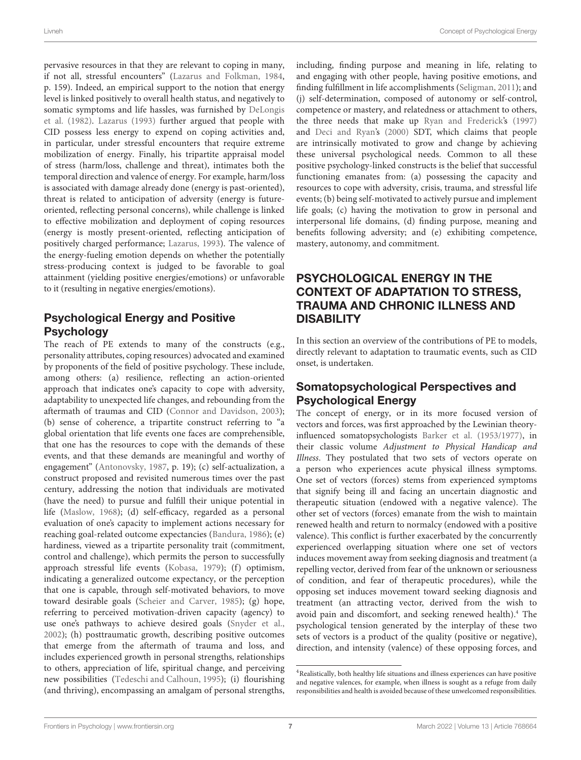pervasive resources in that they are relevant to coping in many, if not all, stressful encounters" (Lazarus and Folkman, 1984, p. 159). Indeed, an empirical support to the notion that energy level is linked positively to overall health status, and negatively to somatic symptoms and life hassles, was furnished by DeLongis et al. (1982). Lazarus (1993) further argued that people with CID possess less energy to expend on coping activities and, in particular, under stressful encounters that require extreme mobilization of energy. Finally, his tripartite appraisal model of stress (harm/loss, challenge and threat), intimates both the temporal direction and valence of energy. For example, harm/loss is associated with damage already done (energy is past-oriented), threat is related to anticipation of adversity (energy is future-oriented, reflecting personal concerns), while challenge is linked to effective mobilization and deployment of coping resources (energy is mostly present-oriented, reflecting anticipation of positively charged performance; Lazarus, 1993). The valence of the energy-fueling emotion depends on whether the potentially stress-producing context is judged to be favorable to goal attainment (yielding positive energies/emotions) or unfavorable to it (resulting in negative energies/emotions).

## Psychological Energy and Positive Psychology

The reach of PE extends to many of the constructs (e.g., personality attributes, coping resources) advocated and examined by proponents of the field of positive psychology. These include, among others: (a) resilience, reflecting an action-oriented approach that indicates one's capacity to cope with adversity, adaptability to unexpected life changes, and rebounding from the aftermath of traumas and CID (Connor and Davidson, 2003); (b) sense of coherence, a tripartite construct referring to "a global orientation that life events one faces are comprehensible, that one has the resources to cope with the demands of these events, and that these demands are meaningful and worthy of engagement" (Antonovsky, 1987, p. 19); (c) self-actualization, a construct proposed and revisited numerous times over the past century, addressing the notion that individuals are motivated (have the need) to pursue and fulfill their unique potential in life (Maslow, 1968); (d) self-efficacy, regarded as a personal evaluation of one's capacity to implement actions necessary for reaching goal-related outcome expectancies (Bandura, 1986); (e) hardiness, viewed as a tripartite personality trait (commitment, control and challenge), which permits the person to successfully approach stressful life events (Kobasa, 1979); (f) optimism, indicating a generalized outcome expectancy, or the perception that one is capable, through self-motivated behaviors, to move toward desirable goals (Scheier and Carver, 1985); (g) hope, referring to perceived motivation-driven capacity (agency) to use one's pathways to achieve desired goals (Snyder et al., 2002); (h) posttraumatic growth, describing positive outcomes that emerge from the aftermath of trauma and loss, and includes experienced growth in personal strengths, relationships to others, appreciation of life, spiritual change, and perceiving new possibilities (Tedeschi and Calhoun, 1995); (i) flourishing (and thriving), encompassing an amalgam of personal strengths, including, finding purpose and meaning in life, relating to and engaging with other people, having positive emotions, and finding fulfillment in life accomplishments (Seligman, 2011); and (j) self-determination, composed of autonomy or self-control, competence or mastery, and relatedness or attachment to others, the three needs that make up Ryan and Frederick's (1997) and Deci and Ryan's (2000) SDT, which claims that people are intrinsically motivated to grow and change by achieving these universal psychological needs. Common to all these positive psychology-linked constructs is the belief that successful functioning emanates from: (a) possessing the capacity and resources to cope with adversity, crisis, trauma, and stressful life events; (b) being self-motivated to actively pursue and implement life goals; (c) having the motivation to grow in personal and interpersonal life domains, (d) finding purpose, meaning and benefits following adversity; and (e) exhibiting competence, mastery, autonomy, and commitment.

# PSYCHOLOGICAL ENERGY IN THE CONTEXT OF ADAPTATION TO STRESS, TRAUMA AND CHRONIC ILLNESS AND DISABILITY

In this section an overview of the contributions of PE to models, directly relevant to adaptation to traumatic events, such as CID onset, is undertaken.

## Somatopsychological Perspectives and Psychological Energy

The concept of energy, or in its more focused version of vectors and forces, was first approached by the Lewinian theory-influenced somatopsychologists Barker et al. (1953/1977), in their classic volume *Adjustment to Physical Handicap and Illness*. They postulated that two sets of vectors operate on a person who experiences acute physical illness symptoms. One set of vectors (forces) stems from experienced symptoms that signify being ill and facing an uncertain diagnostic and therapeutic situation (endowed with a negative valence). The other set of vectors (forces) emanate from the wish to maintain renewed health and return to normalcy (endowed with a positive valence). This conflict is further exacerbated by the concurrently experienced overlapping situation where one set of vectors induces movement away from seeking diagnosis and treatment (a repelling vector, derived from fear of the unknown or seriousness of condition, and fear of therapeutic procedures), while the opposing set induces movement toward seeking diagnosis and treatment (an attracting vector, derived from the wish to avoid pain and discomfort, and seeking renewed health).[4] The psychological tension generated by the interplay of these two sets of vectors is a product of the quality (positive or negative), direction, and intensity (valence) of these opposing forces, and

[4]Realistically, both healthy life situations and illness experiences can have positive and negative valences, for example, when illness is sought as a refuge from daily responsibilities and health is avoided because of these unwelcomed responsibilities.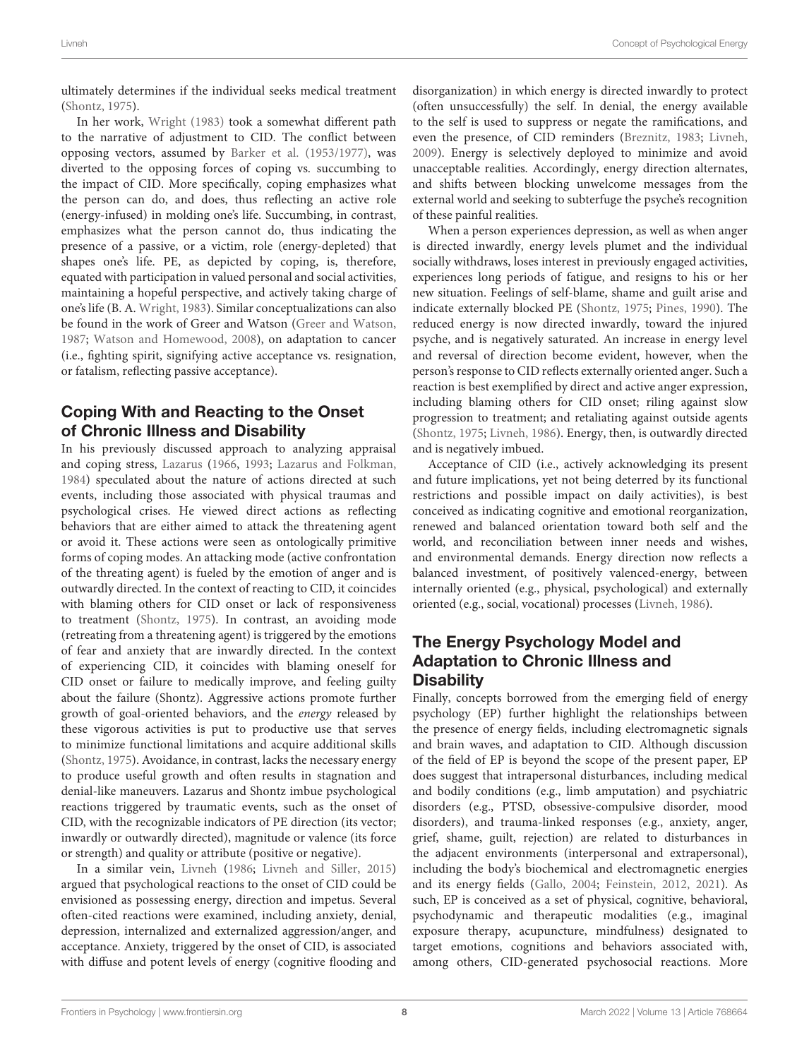ultimately determines if the individual seeks medical treatment (Shontz, 1975).

In her work, Wright (1983) took a somewhat different path to the narrative of adjustment to CID. The conflict between opposing vectors, assumed by Barker et al. (1953/1977), was diverted to the opposing forces of coping vs. succumbing to the impact of CID. More specifically, coping emphasizes what the person can do, and does, thus reflecting an active role (energy-infused) in molding one's life. Succumbing, in contrast, emphasizes what the person cannot do, thus indicating the presence of a passive, or a victim, role (energy-depleted) that shapes one's life. PE, as depicted by coping, is, therefore, equated with participation in valued personal and social activities, maintaining a hopeful perspective, and actively taking charge of one's life (B. A. Wright, 1983). Similar conceptualizations can also be found in the work of Greer and Watson (Greer and Watson, 1987; Watson and Homewood, 2008), on adaptation to cancer (i.e., fighting spirit, signifying active acceptance vs. resignation, or fatalism, reflecting passive acceptance).

## Coping With and Reacting to the Onset of Chronic Illness and Disability

In his previously discussed approach to analyzing appraisal and coping stress, Lazarus (1966, 1993; Lazarus and Folkman, 1984) speculated about the nature of actions directed at such events, including those associated with physical traumas and psychological crises. He viewed direct actions as reflecting behaviors that are either aimed to attack the threatening agent or avoid it. These actions were seen as ontologically primitive forms of coping modes. An attacking mode (active confrontation of the threating agent) is fueled by the emotion of anger and is outwardly directed. In the context of reacting to CID, it coincides with blaming others for CID onset or lack of responsiveness to treatment (Shontz, 1975). In contrast, an avoiding mode (retreating from a threatening agent) is triggered by the emotions of fear and anxiety that are inwardly directed. In the context of experiencing CID, it coincides with blaming oneself for CID onset or failure to medically improve, and feeling guilty about the failure (Shontz). Aggressive actions promote further growth of goal-oriented behaviors, and the *energy* released by these vigorous activities is put to productive use that serves to minimize functional limitations and acquire additional skills (Shontz, 1975). Avoidance, in contrast, lacks the necessary energy to produce useful growth and often results in stagnation and denial-like maneuvers. Lazarus and Shontz imbue psychological reactions triggered by traumatic events, such as the onset of CID, with the recognizable indicators of PE direction (its vector; inwardly or outwardly directed), magnitude or valence (its force or strength) and quality or attribute (positive or negative).

In a similar vein, Livneh (1986; Livneh and Siller, 2015) argued that psychological reactions to the onset of CID could be envisioned as possessing energy, direction and impetus. Several often-cited reactions were examined, including anxiety, denial, depression, internalized and externalized aggression/anger, and acceptance. Anxiety, triggered by the onset of CID, is associated with diffuse and potent levels of energy (cognitive flooding and disorganization) in which energy is directed inwardly to protect (often unsuccessfully) the self. In denial, the energy available to the self is used to suppress or negate the ramifications, and even the presence, of CID reminders (Breznitz, 1983; Livneh, 2009). Energy is selectively deployed to minimize and avoid unacceptable realities. Accordingly, energy direction alternates, and shifts between blocking unwelcome messages from the external world and seeking to subterfuge the psyche's recognition of these painful realities.

When a person experiences depression, as well as when anger is directed inwardly, energy levels plumet and the individual socially withdraws, loses interest in previously engaged activities, experiences long periods of fatigue, and resigns to his or her new situation. Feelings of self-blame, shame and guilt arise and indicate externally blocked PE (Shontz, 1975; Pines, 1990). The reduced energy is now directed inwardly, toward the injured psyche, and is negatively saturated. An increase in energy level and reversal of direction become evident, however, when the person's response to CID reflects externally oriented anger. Such a reaction is best exemplified by direct and active anger expression, including blaming others for CID onset; riling against slow progression to treatment; and retaliating against outside agents (Shontz, 1975; Livneh, 1986). Energy, then, is outwardly directed and is negatively imbued.

Acceptance of CID (i.e., actively acknowledging its present and future implications, yet not being deterred by its functional restrictions and possible impact on daily activities), is best conceived as indicating cognitive and emotional reorganization, renewed and balanced orientation toward both self and the world, and reconciliation between inner needs and wishes, and environmental demands. Energy direction now reflects a balanced investment, of positively valenced-energy, between internally oriented (e.g., physical, psychological) and externally oriented (e.g., social, vocational) processes (Livneh, 1986).

## The Energy Psychology Model and Adaptation to Chronic Illness and Disability

Finally, concepts borrowed from the emerging field of energy psychology (EP) further highlight the relationships between the presence of energy fields, including electromagnetic signals and brain waves, and adaptation to CID. Although discussion of the field of EP is beyond the scope of the present paper, EP does suggest that intrapersonal disturbances, including medical and bodily conditions (e.g., limb amputation) and psychiatric disorders (e.g., PTSD, obsessive-compulsive disorder, mood disorders), and trauma-linked responses (e.g., anxiety, anger, grief, shame, guilt, rejection) are related to disturbances in the adjacent environments (interpersonal and extrapersonal), including the body's biochemical and electromagnetic energies and its energy fields (Gallo, 2004; Feinstein, 2012, 2021). As such, EP is conceived as a set of physical, cognitive, behavioral, psychodynamic and therapeutic modalities (e.g., imaginal exposure therapy, acupuncture, mindfulness) designated to target emotions, cognitions and behaviors associated with, among others, CID-generated psychosocial reactions. More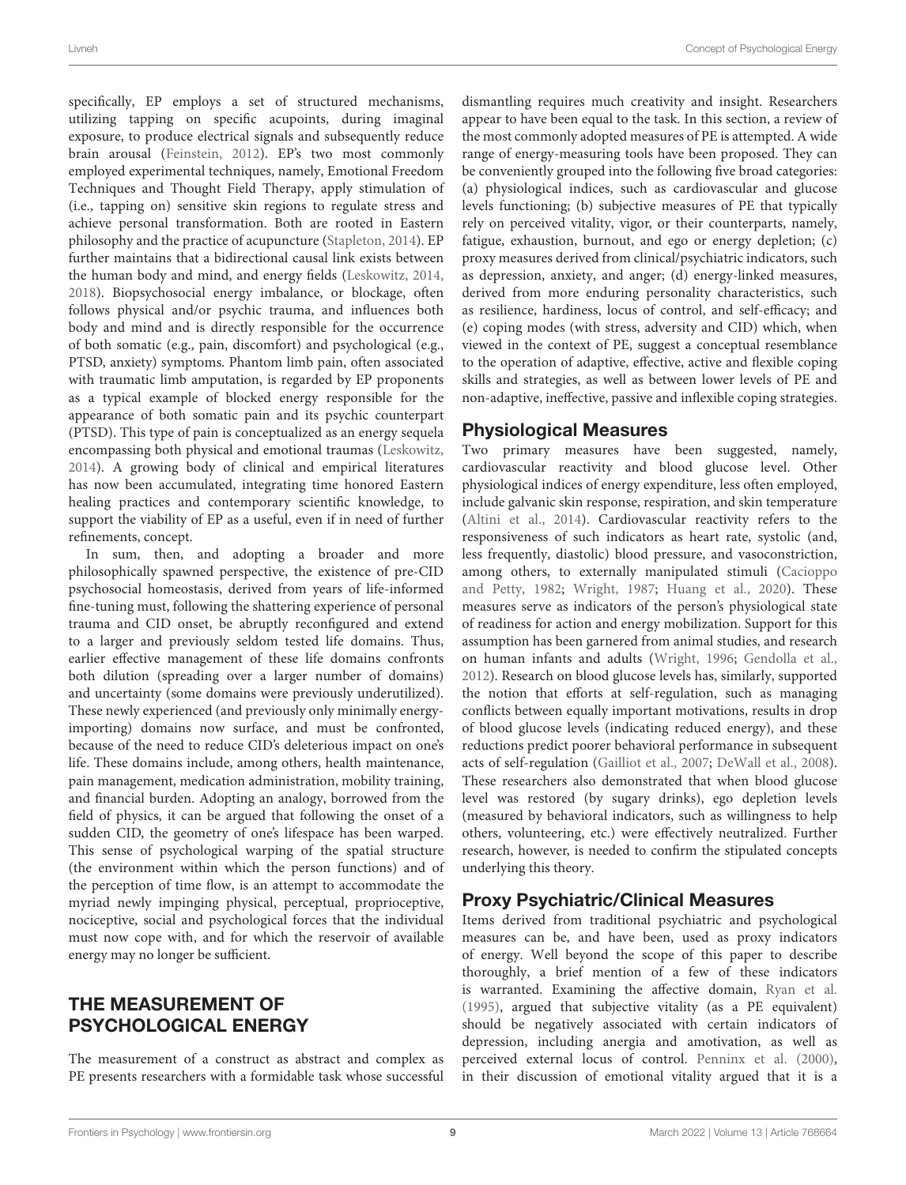specifically, EP employs a set of structured mechanisms, utilizing tapping on specific acupoints, during imaginal exposure, to produce electrical signals and subsequently reduce brain arousal (Feinstein, 2012). EP's two most commonly employed experimental techniques, namely, Emotional Freedom Techniques and Thought Field Therapy, apply stimulation of (i.e., tapping on) sensitive skin regions to regulate stress and achieve personal transformation. Both are rooted in Eastern philosophy and the practice of acupuncture (Stapleton, 2014). EP further maintains that a bidirectional causal link exists between the human body and mind, and energy fields (Leskowitz, 2014, 2018). Biopsychosocial energy imbalance, or blockage, often follows physical and/or psychic trauma, and influences both body and mind and is directly responsible for the occurrence of both somatic (e.g., pain, discomfort) and psychological (e.g., PTSD, anxiety) symptoms. Phantom limb pain, often associated with traumatic limb amputation, is regarded by EP proponents as a typical example of blocked energy responsible for the appearance of both somatic pain and its psychic counterpart (PTSD). This type of pain is conceptualized as an energy sequela encompassing both physical and emotional traumas (Leskowitz, 2014). A growing body of clinical and empirical literatures has now been accumulated, integrating time honored Eastern healing practices and contemporary scientific knowledge, to support the viability of EP as a useful, even if in need of further refinements, concept.

In sum, then, and adopting a broader and more philosophically spawned perspective, the existence of pre-CID psychosocial homeostasis, derived from years of life-informed fine-tuning must, following the shattering experience of personal trauma and CID onset, be abruptly reconfigured and extend to a larger and previously seldom tested life domains. Thus, earlier effective management of these life domains confronts both dilution (spreading over a larger number of domains) and uncertainty (some domains were previously underutilized). These newly experienced (and previously only minimally energy-importing) domains now surface, and must be confronted, because of the need to reduce CID's deleterious impact on one's life. These domains include, among others, health maintenance, pain management, medication administration, mobility training, and financial burden. Adopting an analogy, borrowed from the field of physics, it can be argued that following the onset of a sudden CID, the geometry of one's lifespace has been warped. This sense of psychological warping of the spatial structure (the environment within which the person functions) and of the perception of time flow, is an attempt to accommodate the myriad newly impinging physical, perceptual, proprioceptive, nociceptive, social and psychological forces that the individual must now cope with, and for which the reservoir of available energy may no longer be sufficient.

## THE MEASUREMENT OF PSYCHOLOGICAL ENERGY

The measurement of a construct as abstract and complex as PE presents researchers with a formidable task whose successful dismantling requires much creativity and insight. Researchers appear to have been equal to the task. In this section, a review of the most commonly adopted measures of PE is attempted. A wide range of energy-measuring tools have been proposed. They can be conveniently grouped into the following five broad categories: (a) physiological indices, such as cardiovascular and glucose levels functioning; (b) subjective measures of PE that typically rely on perceived vitality, vigor, or their counterparts, namely, fatigue, exhaustion, burnout, and ego or energy depletion; (c) proxy measures derived from clinical/psychiatric indicators, such as depression, anxiety, and anger; (d) energy-linked measures, derived from more enduring personality characteristics, such as resilience, hardiness, locus of control, and self-efficacy; and (e) coping modes (with stress, adversity and CID) which, when viewed in the context of PE, suggest a conceptual resemblance to the operation of adaptive, effective, active and flexible coping skills and strategies, as well as between lower levels of PE and non-adaptive, ineffective, passive and inflexible coping strategies.

### Physiological Measures

Two primary measures have been suggested, namely, cardiovascular reactivity and blood glucose level. Other physiological indices of energy expenditure, less often employed, include galvanic skin response, respiration, and skin temperature (Altini et al., 2014). Cardiovascular reactivity refers to the responsiveness of such indicators as heart rate, systolic (and, less frequently, diastolic) blood pressure, and vasoconstriction, among others, to externally manipulated stimuli (Cacioppo and Petty, 1982; Wright, 1987; Huang et al., 2020). These measures serve as indicators of the person's physiological state of readiness for action and energy mobilization. Support for this assumption has been garnered from animal studies, and research on human infants and adults (Wright, 1996; Gendolla et al., 2012). Research on blood glucose levels has, similarly, supported the notion that efforts at self-regulation, such as managing conflicts between equally important motivations, results in drop of blood glucose levels (indicating reduced energy), and these reductions predict poorer behavioral performance in subsequent acts of self-regulation (Gailliot et al., 2007; DeWall et al., 2008). These researchers also demonstrated that when blood glucose level was restored (by sugary drinks), ego depletion levels (measured by behavioral indicators, such as willingness to help others, volunteering, etc.) were effectively neutralized. Further research, however, is needed to confirm the stipulated concepts underlying this theory.

### Proxy Psychiatric/Clinical Measures

Items derived from traditional psychiatric and psychological measures can be, and have been, used as proxy indicators of energy. Well beyond the scope of this paper to describe thoroughly, a brief mention of a few of these indicators is warranted. Examining the affective domain, Ryan et al. (1995), argued that subjective vitality (as a PE equivalent) should be negatively associated with certain indicators of depression, including anergia and amotivation, as well as perceived external locus of control. Penninx et al. (2000), in their discussion of emotional vitality argued that it is a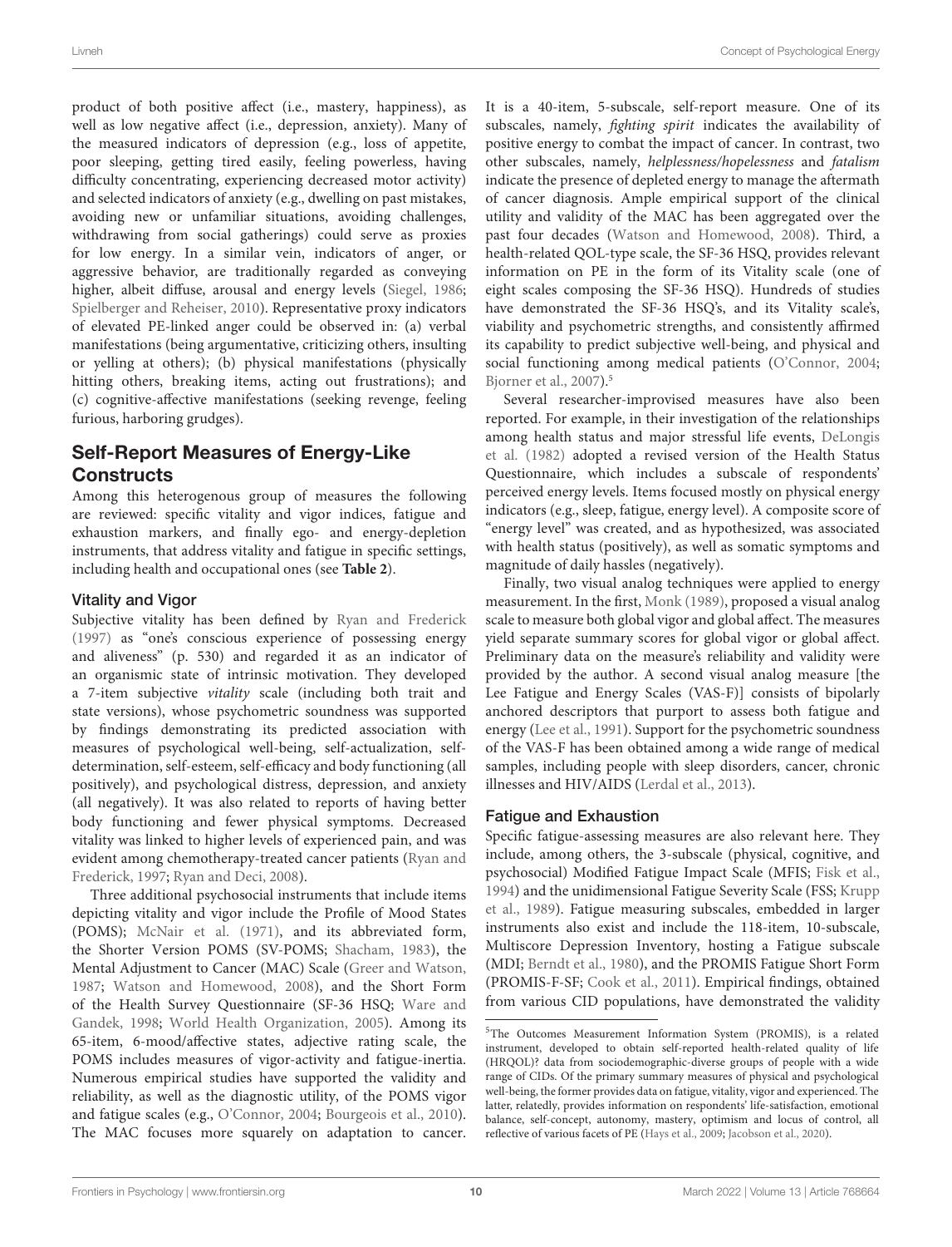product of both positive affect (i.e., mastery, happiness), as well as low negative affect (i.e., depression, anxiety). Many of the measured indicators of depression (e.g., loss of appetite, poor sleeping, getting tired easily, feeling powerless, having difficulty concentrating, experiencing decreased motor activity) and selected indicators of anxiety (e.g., dwelling on past mistakes, avoiding new or unfamiliar situations, avoiding challenges, withdrawing from social gatherings) could serve as proxies for low energy. In a similar vein, indicators of anger, or aggressive behavior, are traditionally regarded as conveying higher, albeit diffuse, arousal and energy levels (Siegel, 1986; Spielberger and Reheiser, 2010). Representative proxy indicators of elevated PE-linked anger could be observed in: (a) verbal manifestations (being argumentative, criticizing others, insulting or yelling at others); (b) physical manifestations (physically hitting others, breaking items, acting out frustrations); and (c) cognitive-affective manifestations (seeking revenge, feeling furious, harboring grudges).

## Self-Report Measures of Energy-Like Constructs

Among this heterogenous group of measures the following are reviewed: specific vitality and vigor indices, fatigue and exhaustion markers, and finally ego- and energy-depletion instruments, that address vitality and fatigue in specific settings, including health and occupational ones (see **Table 2**).

### Vitality and Vigor

Subjective vitality has been defined by Ryan and Frederick (1997) as "one's conscious experience of possessing energy and aliveness" (p. 530) and regarded it as an indicator of an organismic state of intrinsic motivation. They developed a 7-item subjective *vitality* scale (including both trait and state versions), whose psychometric soundness was supported by findings demonstrating its predicted association with measures of psychological well-being, self-actualization, self-determination, self-esteem, self-efficacy and body functioning (all positively), and psychological distress, depression, and anxiety (all negatively). It was also related to reports of having better body functioning and fewer physical symptoms. Decreased vitality was linked to higher levels of experienced pain, and was evident among chemotherapy-treated cancer patients (Ryan and Frederick, 1997; Ryan and Deci, 2008).

Three additional psychosocial instruments that include items depicting vitality and vigor include the Profile of Mood States (POMS); McNair et al. (1971), and its abbreviated form, the Shorter Version POMS (SV-POMS; Shacham, 1983), the Mental Adjustment to Cancer (MAC) Scale (Greer and Watson, 1987; Watson and Homewood, 2008), and the Short Form of the Health Survey Questionnaire (SF-36 HSQ; Ware and Gandek, 1998; World Health Organization, 2005). Among its 65-item, 6-mood/affective states, adjective rating scale, the POMS includes measures of vigor-activity and fatigue-inertia. Numerous empirical studies have supported the validity and reliability, as well as the diagnostic utility, of the POMS vigor and fatigue scales (e.g., O'Connor, 2004; Bourgeois et al., 2010). The MAC focuses more squarely on adaptation to cancer. It is a 40-item, 5-subscale, self-report measure. One of its subscales, namely, *fighting spirit* indicates the availability of positive energy to combat the impact of cancer. In contrast, two other subscales, namely, *helplessness/hopelessness* and *fatalism* indicate the presence of depleted energy to manage the aftermath of cancer diagnosis. Ample empirical support of the clinical utility and validity of the MAC has been aggregated over the past four decades (Watson and Homewood, 2008). Third, a health-related QOL-type scale, the SF-36 HSQ, provides relevant information on PE in the form of its Vitality scale (one of eight scales composing the SF-36 HSQ). Hundreds of studies have demonstrated the SF-36 HSQ's, and its Vitality scale's, viability and psychometric strengths, and consistently affirmed its capability to predict subjective well-being, and physical and social functioning among medical patients (O'Connor, 2004; Bjorner et al., 2007).[5]

Several researcher-improvised measures have also been reported. For example, in their investigation of the relationships among health status and major stressful life events, DeLongis et al. (1982) adopted a revised version of the Health Status Questionnaire, which includes a subscale of respondents' perceived energy levels. Items focused mostly on physical energy indicators (e.g., sleep, fatigue, energy level). A composite score of "energy level" was created, and as hypothesized, was associated with health status (positively), as well as somatic symptoms and magnitude of daily hassles (negatively).

Finally, two visual analog techniques were applied to energy measurement. In the first, Monk (1989), proposed a visual analog scale to measure both global vigor and global affect. The measures yield separate summary scores for global vigor or global affect. Preliminary data on the measure's reliability and validity were provided by the author. A second visual analog measure [the Lee Fatigue and Energy Scales (VAS-F)] consists of bipolarly anchored descriptors that purport to assess both fatigue and energy (Lee et al., 1991). Support for the psychometric soundness of the VAS-F has been obtained among a wide range of medical samples, including people with sleep disorders, cancer, chronic illnesses and HIV/AIDS (Lerdal et al., 2013).

### Fatigue and Exhaustion

Specific fatigue-assessing measures are also relevant here. They include, among others, the 3-subscale (physical, cognitive, and psychosocial) Modified Fatigue Impact Scale (MFIS; Fisk et al., 1994) and the unidimensional Fatigue Severity Scale (FSS; Krupp et al., 1989). Fatigue measuring subscales, embedded in larger instruments also exist and include the 118-item, 10-subscale, Multiscore Depression Inventory, hosting a Fatigue subscale (MDI; Berndt et al., 1980), and the PROMIS Fatigue Short Form (PROMIS-F-SF; Cook et al., 2011). Empirical findings, obtained from various CID populations, have demonstrated the validity

---

[5] The Outcomes Measurement Information System (PROMIS), is a related instrument, developed to obtain self-reported health-related quality of life (HRQOL)? data from sociodemographic-diverse groups of people with a wide range of CIDs. Of the primary summary measures of physical and psychological well-being, the former provides data on fatigue, vitality, vigor and experienced. The latter, relatedly, provides information on respondents' life-satisfaction, emotional balance, self-concept, autonomy, mastery, optimism and locus of control, all reflective of various facets of PE (Hays et al., 2009; Jacobson et al., 2020).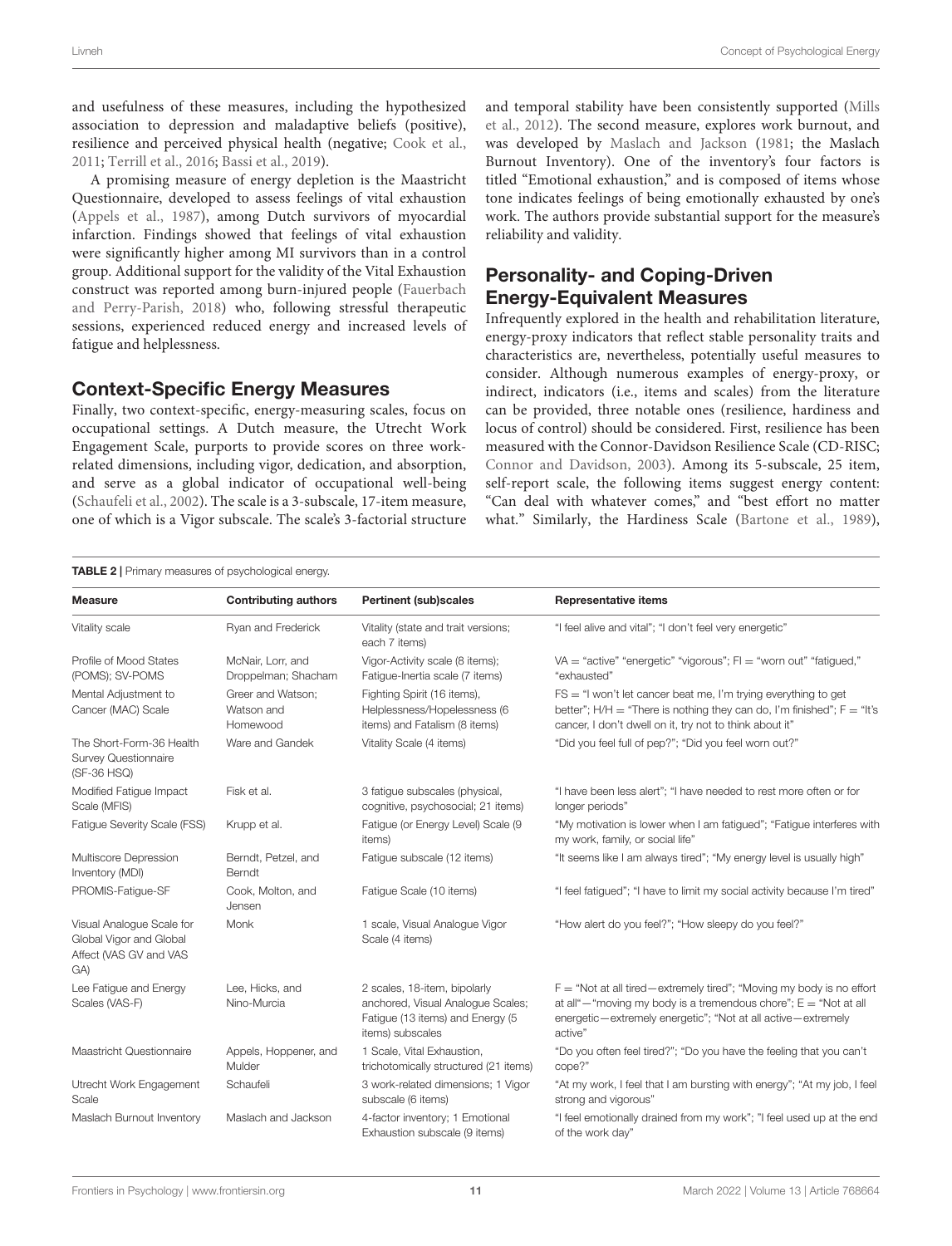and usefulness of these measures, including the hypothesized association to depression and maladaptive beliefs (positive), resilience and perceived physical health (negative; Cook et al., 2011; Terrill et al., 2016; Bassi et al., 2019).

A promising measure of energy depletion is the Maastricht Questionnaire, developed to assess feelings of vital exhaustion (Appels et al., 1987), among Dutch survivors of myocardial infarction. Findings showed that feelings of vital exhaustion were significantly higher among MI survivors than in a control group. Additional support for the validity of the Vital Exhaustion construct was reported among burn-injured people (Fauerbach and Perry-Parish, 2018) who, following stressful therapeutic sessions, experienced reduced energy and increased levels of fatigue and helplessness.

## Context-Specific Energy Measures

Finally, two context-specific, energy-measuring scales, focus on occupational settings. A Dutch measure, the Utrecht Work Engagement Scale, purports to provide scores on three work-related dimensions, including vigor, dedication, and absorption, and serve as a global indicator of occupational well-being (Schaufeli et al., 2002). The scale is a 3-subscale, 17-item measure, one of which is a Vigor subscale. The scale's 3-factorial structure and temporal stability have been consistently supported (Mills et al., 2012). The second measure, explores work burnout, and was developed by Maslach and Jackson (1981; the Maslach Burnout Inventory). One of the inventory's four factors is titled "Emotional exhaustion," and is composed of items whose tone indicates feelings of being emotionally exhausted by one's work. The authors provide substantial support for the measure's reliability and validity.

## Personality- and Coping-Driven Energy-Equivalent Measures

Infrequently explored in the health and rehabilitation literature, energy-proxy indicators that reflect stable personality traits and characteristics are, nevertheless, potentially useful measures to consider. Although numerous examples of energy-proxy, or indirect, indicators (i.e., items and scales) from the literature can be provided, three notable ones (resilience, hardiness and locus of control) should be considered. First, resilience has been measured with the Connor-Davidson Resilience Scale (CD-RISC; Connor and Davidson, 2003). Among its 5-subscale, 25 item, self-report scale, the following items suggest energy content: "Can deal with whatever comes," and "best effort no matter what." Similarly, the Hardiness Scale (Bartone et al., 1989),

**TABLE 2** | Primary measures of psychological energy.

| Measure | Contributing authors | Pertinent (sub)scales | Representative items |
|---|---|---|---|
| Vitality scale | Ryan and Frederick | Vitality (state and trait versions; each 7 items) | "I feel alive and vital"; "I don't feel very energetic" |
| Profile of Mood States (POMS); SV-POMS | McNair, Lorr, and Droppelman; Shacham | Vigor-Activity scale (8 items); Fatigue-Inertia scale (7 items) | VA = "active" "energetic" "vigorous"; FI = "worn out" "fatigued," "exhausted" |
| Mental Adjustment to Cancer (MAC) Scale | Greer and Watson; Watson and Homewood | Fighting Spirit (16 items), Helplessness/Hopelessness (6 items) and Fatalism (8 items) | FS = "I won't let cancer beat me, I'm trying everything to get better"; H/H = "There is nothing they can do, I'm finished"; F = "It's cancer, I don't dwell on it, try not to think about it" |
| The Short-Form-36 Health Survey Questionnaire (SF-36 HSQ) | Ware and Gandek | Vitality Scale (4 items) | "Did you feel full of pep?"; "Did you feel worn out?" |
| Modified Fatigue Impact Scale (MFIS) | Fisk et al. | 3 fatigue subscales (physical, cognitive, psychosocial; 21 items) | "I have been less alert"; "I have needed to rest more often or for longer periods" |
| Fatigue Severity Scale (FSS) | Krupp et al. | Fatigue (or Energy Level) Scale (9 items) | "My motivation is lower when I am fatigued"; "Fatigue interferes with my work, family, or social life" |
| Multiscore Depression Inventory (MDI) | Berndt, Petzel, and Berndt | Fatigue subscale (12 items) | "It seems like I am always tired"; "My energy level is usually high" |
| PROMIS-Fatigue-SF | Cook, Molton, and Jensen | Fatigue Scale (10 items) | "I feel fatigued"; "I have to limit my social activity because I'm tired" |
| Visual Analogue Scale for Global Vigor and Global Affect (VAS GV and VAS GA) | Monk | 1 scale, Visual Analogue Vigor Scale (4 items) | "How alert do you feel?"; "How sleepy do you feel?" |
| Lee Fatigue and Energy Scales (VAS-F) | Lee, Hicks, and Nino-Murcia | 2 scales, 18-item, bipolarly anchored, Visual Analogue Scales; Fatigue (13 items) and Energy (5 items) subscales | F = "Not at all tired—extremely tired"; "Moving my body is no effort at all"—"moving my body is a tremendous chore"; E = "Not at all energetic—extremely energetic"; "Not at all active—extremely active" |
| Maastricht Questionnaire | Appels, Hoppener, and Mulder | 1 Scale, Vital Exhaustion, trichotomically structured (21 items) | "Do you often feel tired?"; "Do you have the feeling that you can't cope?" |
| Utrecht Work Engagement Scale | Schaufeli | 3 work-related dimensions; 1 Vigor subscale (6 items) | "At my work, I feel that I am bursting with energy"; "At my job, I feel strong and vigorous" |
| Maslach Burnout Inventory | Maslach and Jackson | 4-factor inventory; 1 Emotional Exhaustion subscale (9 items) | "I feel emotionally drained from my work"; "I feel used up at the end of the work day" |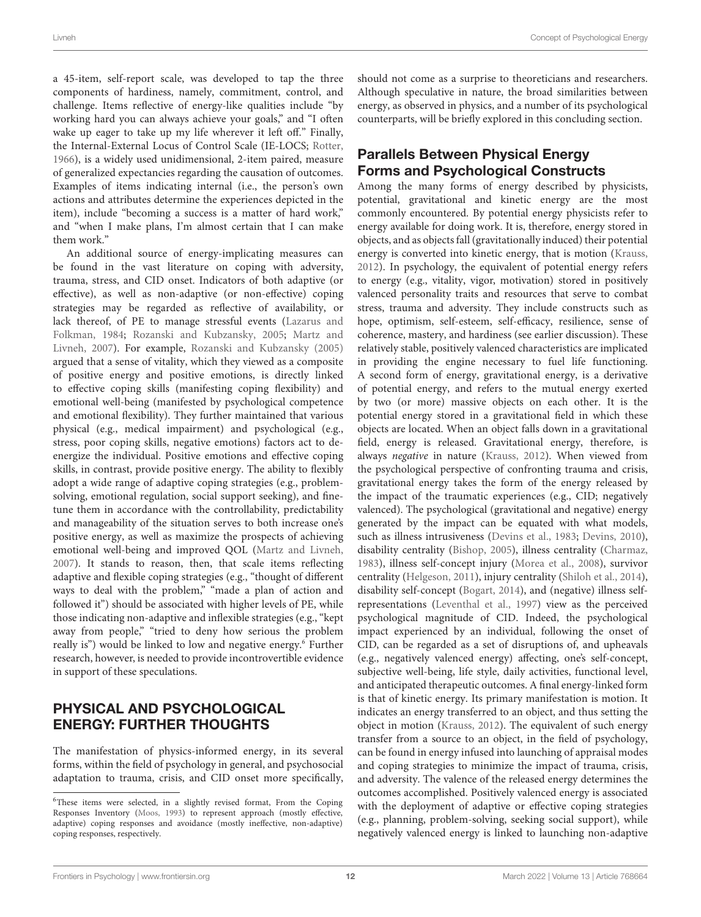a 45-item, self-report scale, was developed to tap the three components of hardiness, namely, commitment, control, and challenge. Items reflective of energy-like qualities include "by working hard you can always achieve your goals," and "I often wake up eager to take up my life wherever it left off." Finally, the Internal-External Locus of Control Scale (IE-LOCS; Rotter, 1966), is a widely used unidimensional, 2-item paired, measure of generalized expectancies regarding the causation of outcomes. Examples of items indicating internal (i.e., the person's own actions and attributes determine the experiences depicted in the item), include "becoming a success is a matter of hard work," and "when I make plans, I'm almost certain that I can make them work."

An additional source of energy-implicating measures can be found in the vast literature on coping with adversity, trauma, stress, and CID onset. Indicators of both adaptive (or effective), as well as non-adaptive (or non-effective) coping strategies may be regarded as reflective of availability, or lack thereof, of PE to manage stressful events (Lazarus and Folkman, 1984; Rozanski and Kubzansky, 2005; Martz and Livneh, 2007). For example, Rozanski and Kubzansky (2005) argued that a sense of vitality, which they viewed as a composite of positive energy and positive emotions, is directly linked to effective coping skills (manifesting coping flexibility) and emotional well-being (manifested by psychological competence and emotional flexibility). They further maintained that various physical (e.g., medical impairment) and psychological (e.g., stress, poor coping skills, negative emotions) factors act to de-energize the individual. Positive emotions and effective coping skills, in contrast, provide positive energy. The ability to flexibly adopt a wide range of adaptive coping strategies (e.g., problem-solving, emotional regulation, social support seeking), and fine-tune them in accordance with the controllability, predictability and manageability of the situation serves to both increase one's positive energy, as well as maximize the prospects of achieving emotional well-being and improved QOL (Martz and Livneh, 2007). It stands to reason, then, that scale items reflecting adaptive and flexible coping strategies (e.g., "thought of different ways to deal with the problem," "made a plan of action and followed it") should be associated with higher levels of PE, while those indicating non-adaptive and inflexible strategies (e.g., "kept away from people," "tried to deny how serious the problem really is") would be linked to low and negative energy.[6] Further research, however, is needed to provide incontrovertible evidence in support of these speculations.

## PHYSICAL AND PSYCHOLOGICAL ENERGY: FURTHER THOUGHTS

The manifestation of physics-informed energy, in its several forms, within the field of psychology in general, and psychosocial adaptation to trauma, crisis, and CID onset more specifically, should not come as a surprise to theoreticians and researchers. Although speculative in nature, the broad similarities between energy, as observed in physics, and a number of its psychological counterparts, will be briefly explored in this concluding section.

### Parallels Between Physical Energy Forms and Psychological Constructs

Among the many forms of energy described by physicists, potential, gravitational and kinetic energy are the most commonly encountered. By potential energy physicists refer to energy available for doing work. It is, therefore, energy stored in objects, and as objects fall (gravitationally induced) their potential energy is converted into kinetic energy, that is motion (Krauss, 2012). In psychology, the equivalent of potential energy refers to energy (e.g., vitality, vigor, motivation) stored in positively valenced personality traits and resources that serve to combat stress, trauma and adversity. They include constructs such as hope, optimism, self-esteem, self-efficacy, resilience, sense of coherence, mastery, and hardiness (see earlier discussion). These relatively stable, positively valenced characteristics are implicated in providing the engine necessary to fuel life functioning. A second form of energy, gravitational energy, is a derivative of potential energy, and refers to the mutual energy exerted by two (or more) massive objects on each other. It is the potential energy stored in a gravitational field in which these objects are located. When an object falls down in a gravitational field, energy is released. Gravitational energy, therefore, is always *negative* in nature (Krauss, 2012). When viewed from the psychological perspective of confronting trauma and crisis, gravitational energy takes the form of the energy released by the impact of the traumatic experiences (e.g., CID; negatively valenced). The psychological (gravitational and negative) energy generated by the impact can be equated with what models, such as illness intrusiveness (Devins et al., 1983; Devins, 2010), disability centrality (Bishop, 2005), illness centrality (Charmaz, 1983), illness self-concept injury (Morea et al., 2008), survivor centrality (Helgeson, 2011), injury centrality (Shiloh et al., 2014), disability self-concept (Bogart, 2014), and (negative) illness self-representations (Leventhal et al., 1997) view as the perceived psychological magnitude of CID. Indeed, the psychological impact experienced by an individual, following the onset of CID, can be regarded as a set of disruptions of, and upheavals (e.g., negatively valenced energy) affecting, one's self-concept, subjective well-being, life style, daily activities, functional level, and anticipated therapeutic outcomes. A final energy-linked form is that of kinetic energy. Its primary manifestation is motion. It indicates an energy transferred to an object, and thus setting the object in motion (Krauss, 2012). The equivalent of such energy transfer from a source to an object, in the field of psychology, can be found in energy infused into launching of appraisal modes and coping strategies to minimize the impact of trauma, crisis, and adversity. The valence of the released energy determines the outcomes accomplished. Positively valenced energy is associated with the deployment of adaptive or effective coping strategies (e.g., planning, problem-solving, seeking social support), while negatively valenced energy is linked to launching non-adaptive

[6] These items were selected, in a slightly revised format, From the Coping Responses Inventory (Moos, 1993) to represent approach (mostly effective, adaptive) coping responses and avoidance (mostly ineffective, non-adaptive) coping responses, respectively.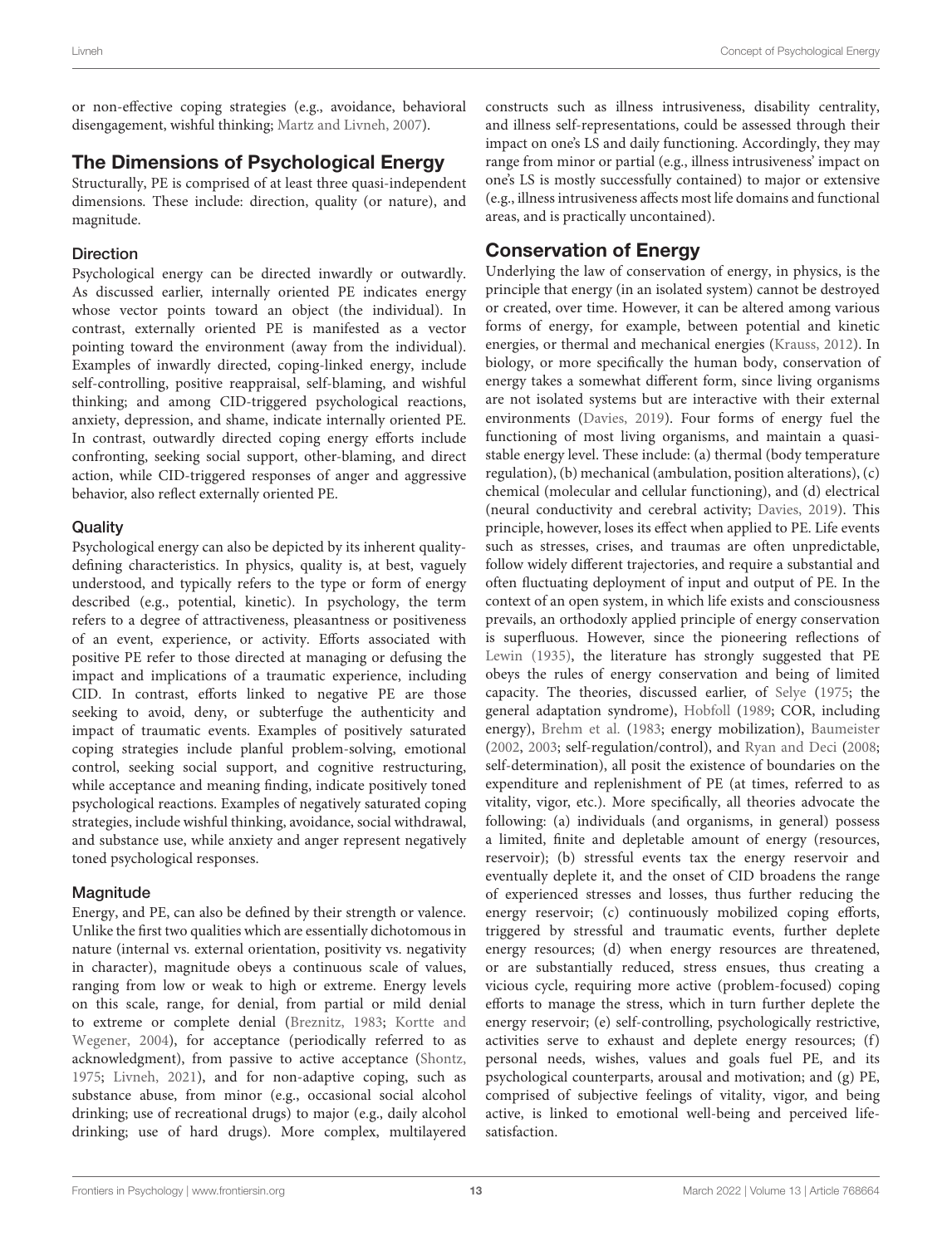or non-effective coping strategies (e.g., avoidance, behavioral disengagement, wishful thinking; Martz and Livneh, 2007).

## The Dimensions of Psychological Energy

Structurally, PE is comprised of at least three quasi-independent dimensions. These include: direction, quality (or nature), and magnitude.

### Direction

Psychological energy can be directed inwardly or outwardly. As discussed earlier, internally oriented PE indicates energy whose vector points toward an object (the individual). In contrast, externally oriented PE is manifested as a vector pointing toward the environment (away from the individual). Examples of inwardly directed, coping-linked energy, include self-controlling, positive reappraisal, self-blaming, and wishful thinking; and among CID-triggered psychological reactions, anxiety, depression, and shame, indicate internally oriented PE. In contrast, outwardly directed coping energy efforts include confronting, seeking social support, other-blaming, and direct action, while CID-triggered responses of anger and aggressive behavior, also reflect externally oriented PE.

### Quality

Psychological energy can also be depicted by its inherent quality-defining characteristics. In physics, quality is, at best, vaguely understood, and typically refers to the type or form of energy described (e.g., potential, kinetic). In psychology, the term refers to a degree of attractiveness, pleasantness or positiveness of an event, experience, or activity. Efforts associated with positive PE refer to those directed at managing or defusing the impact and implications of a traumatic experience, including CID. In contrast, efforts linked to negative PE are those seeking to avoid, deny, or subterfuge the authenticity and impact of traumatic events. Examples of positively saturated coping strategies include planful problem-solving, emotional control, seeking social support, and cognitive restructuring, while acceptance and meaning finding, indicate positively toned psychological reactions. Examples of negatively saturated coping strategies, include wishful thinking, avoidance, social withdrawal, and substance use, while anxiety and anger represent negatively toned psychological responses.

### Magnitude

Energy, and PE, can also be defined by their strength or valence. Unlike the first two qualities which are essentially dichotomous in nature (internal vs. external orientation, positivity vs. negativity in character), magnitude obeys a continuous scale of values, ranging from low or weak to high or extreme. Energy levels on this scale, range, for denial, from partial or mild denial to extreme or complete denial (Breznitz, 1983; Kortte and Wegener, 2004), for acceptance (periodically referred to as acknowledgment), from passive to active acceptance (Shontz, 1975; Livneh, 2021), and for non-adaptive coping, such as substance abuse, from minor (e.g., occasional social alcohol drinking; use of recreational drugs) to major (e.g., daily alcohol drinking; use of hard drugs). More complex, multilayered constructs such as illness intrusiveness, disability centrality, and illness self-representations, could be assessed through their impact on one's LS and daily functioning. Accordingly, they may range from minor or partial (e.g., illness intrusiveness' impact on one's LS is mostly successfully contained) to major or extensive (e.g., illness intrusiveness affects most life domains and functional areas, and is practically uncontained).

## Conservation of Energy

Underlying the law of conservation of energy, in physics, is the principle that energy (in an isolated system) cannot be destroyed or created, over time. However, it can be altered among various forms of energy, for example, between potential and kinetic energies, or thermal and mechanical energies (Krauss, 2012). In biology, or more specifically the human body, conservation of energy takes a somewhat different form, since living organisms are not isolated systems but are interactive with their external environments (Davies, 2019). Four forms of energy fuel the functioning of most living organisms, and maintain a quasi-stable energy level. These include: (a) thermal (body temperature regulation), (b) mechanical (ambulation, position alterations), (c) chemical (molecular and cellular functioning), and (d) electrical (neural conductivity and cerebral activity; Davies, 2019). This principle, however, loses its effect when applied to PE. Life events such as stresses, crises, and traumas are often unpredictable, follow widely different trajectories, and require a substantial and often fluctuating deployment of input and output of PE. In the context of an open system, in which life exists and consciousness prevails, an orthodoxly applied principle of energy conservation is superfluous. However, since the pioneering reflections of Lewin (1935), the literature has strongly suggested that PE obeys the rules of energy conservation and being of limited capacity. The theories, discussed earlier, of Selye (1975; the general adaptation syndrome), Hobfoll (1989; COR, including energy), Brehm et al. (1983; energy mobilization), Baumeister (2002, 2003; self-regulation/control), and Ryan and Deci (2008; self-determination), all posit the existence of boundaries on the expenditure and replenishment of PE (at times, referred to as vitality, vigor, etc.). More specifically, all theories advocate the following: (a) individuals (and organisms, in general) possess a limited, finite and depletable amount of energy (resources, reservoir); (b) stressful events tax the energy reservoir and eventually deplete it, and the onset of CID broadens the range of experienced stresses and losses, thus further reducing the energy reservoir; (c) continuously mobilized coping efforts, triggered by stressful and traumatic events, further deplete energy resources; (d) when energy resources are threatened, or are substantially reduced, stress ensues, thus creating a vicious cycle, requiring more active (problem-focused) coping efforts to manage the stress, which in turn further deplete the energy reservoir; (e) self-controlling, psychologically restrictive, activities serve to exhaust and deplete energy resources; (f) personal needs, wishes, values and goals fuel PE, and its psychological counterparts, arousal and motivation; and (g) PE, comprised of subjective feelings of vitality, vigor, and being active, is linked to emotional well-being and perceived life-satisfaction.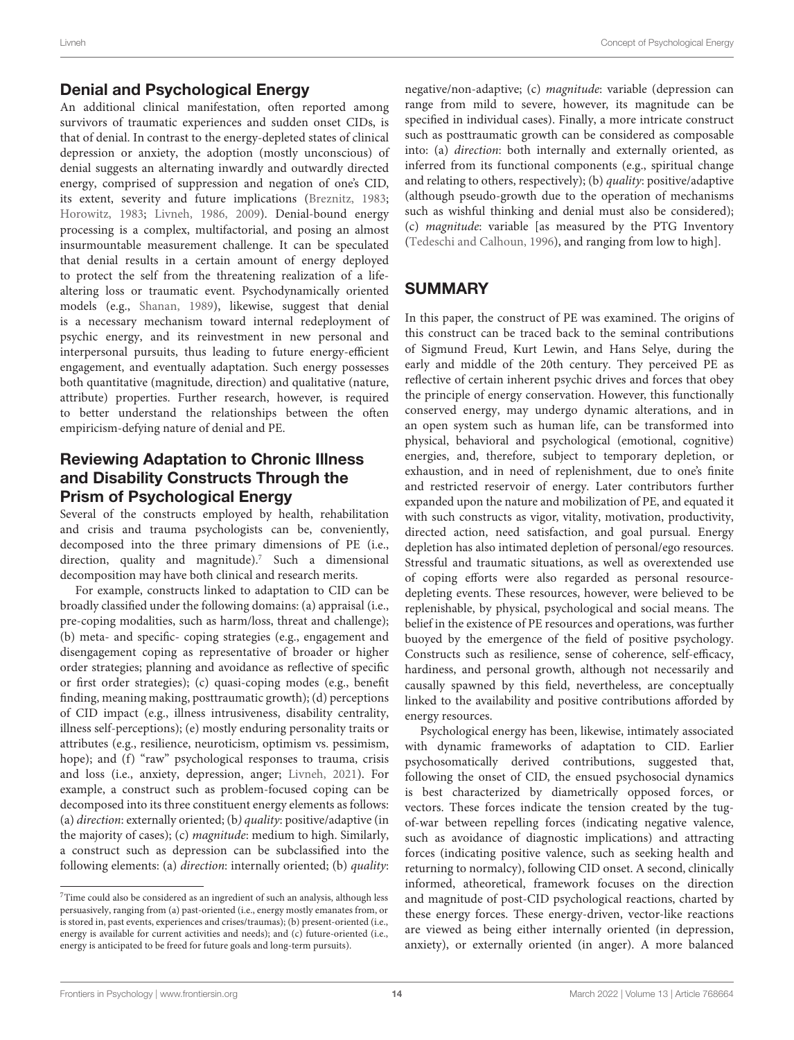## Denial and Psychological Energy

An additional clinical manifestation, often reported among survivors of traumatic experiences and sudden onset CIDs, is that of denial. In contrast to the energy-depleted states of clinical depression or anxiety, the adoption (mostly unconscious) of denial suggests an alternating inwardly and outwardly directed energy, comprised of suppression and negation of one's CID, its extent, severity and future implications (Breznitz, 1983; Horowitz, 1983; Livneh, 1986, 2009). Denial-bound energy processing is a complex, multifactorial, and posing an almost insurmountable measurement challenge. It can be speculated that denial results in a certain amount of energy deployed to protect the self from the threatening realization of a life-altering loss or traumatic event. Psychodynamically oriented models (e.g., Shanan, 1989), likewise, suggest that denial is a necessary mechanism toward internal redeployment of psychic energy, and its reinvestment in new personal and interpersonal pursuits, thus leading to future energy-efficient engagement, and eventually adaptation. Such energy possesses both quantitative (magnitude, direction) and qualitative (nature, attribute) properties. Further research, however, is required to better understand the relationships between the often empiricism-defying nature of denial and PE.

## Reviewing Adaptation to Chronic Illness and Disability Constructs Through the Prism of Psychological Energy

Several of the constructs employed by health, rehabilitation and crisis and trauma psychologists can be, conveniently, decomposed into the three primary dimensions of PE (i.e., direction, quality and magnitude).[7] Such a dimensional decomposition may have both clinical and research merits.

For example, constructs linked to adaptation to CID can be broadly classified under the following domains: (a) appraisal (i.e., pre-coping modalities, such as harm/loss, threat and challenge); (b) meta- and specific- coping strategies (e.g., engagement and disengagement coping as representative of broader or higher order strategies; planning and avoidance as reflective of specific or first order strategies); (c) quasi-coping modes (e.g., benefit finding, meaning making, posttraumatic growth); (d) perceptions of CID impact (e.g., illness intrusiveness, disability centrality, illness self-perceptions); (e) mostly enduring personality traits or attributes (e.g., resilience, neuroticism, optimism vs. pessimism, hope); and (f) "raw" psychological responses to trauma, crisis and loss (i.e., anxiety, depression, anger; Livneh, 2021). For example, a construct such as problem-focused coping can be decomposed into its three constituent energy elements as follows: (a) *direction*: externally oriented; (b*) quality*: positive/adaptive (in the majority of cases); (c) *magnitude*: medium to high. Similarly, a construct such as depression can be subclassified into the following elements: (a) *direction*: internally oriented; (b) *quality*: negative/non-adaptive; (c) *magnitude*: variable (depression can range from mild to severe, however, its magnitude can be specified in individual cases). Finally, a more intricate construct such as posttraumatic growth can be considered as composable into: (a) *direction*: both internally and externally oriented, as inferred from its functional components (e.g., spiritual change and relating to others, respectively); (b) *quality*: positive/adaptive (although pseudo-growth due to the operation of mechanisms such as wishful thinking and denial must also be considered); (c) *magnitude*: variable [as measured by the PTG Inventory (Tedeschi and Calhoun, 1996), and ranging from low to high].

[7] Time could also be considered as an ingredient of such an analysis, although less persuasively, ranging from (a) past-oriented (i.e., energy mostly emanates from, or is stored in, past events, experiences and crises/traumas); (b) present-oriented (i.e., energy is available for current activities and needs); and (c) future-oriented (i.e., energy is anticipated to be freed for future goals and long-term pursuits).

# SUMMARY

In this paper, the construct of PE was examined. The origins of this construct can be traced back to the seminal contributions of Sigmund Freud, Kurt Lewin, and Hans Selye, during the early and middle of the 20th century. They perceived PE as reflective of certain inherent psychic drives and forces that obey the principle of energy conservation. However, this functionally conserved energy, may undergo dynamic alterations, and in an open system such as human life, can be transformed into physical, behavioral and psychological (emotional, cognitive) energies, and, therefore, subject to temporary depletion, or exhaustion, and in need of replenishment, due to one's finite and restricted reservoir of energy. Later contributors further expanded upon the nature and mobilization of PE, and equated it with such constructs as vigor, vitality, motivation, productivity, directed action, need satisfaction, and goal pursual. Energy depletion has also intimated depletion of personal/ego resources. Stressful and traumatic situations, as well as overextended use of coping efforts were also regarded as personal resource-depleting events. These resources, however, were believed to be replenishable, by physical, psychological and social means. The belief in the existence of PE resources and operations, was further buoyed by the emergence of the field of positive psychology. Constructs such as resilience, sense of coherence, self-efficacy, hardiness, and personal growth, although not necessarily and causally spawned by this field, nevertheless, are conceptually linked to the availability and positive contributions afforded by energy resources.

Psychological energy has been, likewise, intimately associated with dynamic frameworks of adaptation to CID. Earlier psychosomatically derived contributions, suggested that, following the onset of CID, the ensued psychosocial dynamics is best characterized by diametrically opposed forces, or vectors. These forces indicate the tension created by the tug-of-war between repelling forces (indicating negative valence, such as avoidance of diagnostic implications) and attracting forces (indicating positive valence, such as seeking health and returning to normalcy), following CID onset. A second, clinically informed, atheoretical, framework focuses on the direction and magnitude of post-CID psychological reactions, charted by these energy forces. These energy-driven, vector-like reactions are viewed as being either internally oriented (in depression, anxiety), or externally oriented (in anger). A more balanced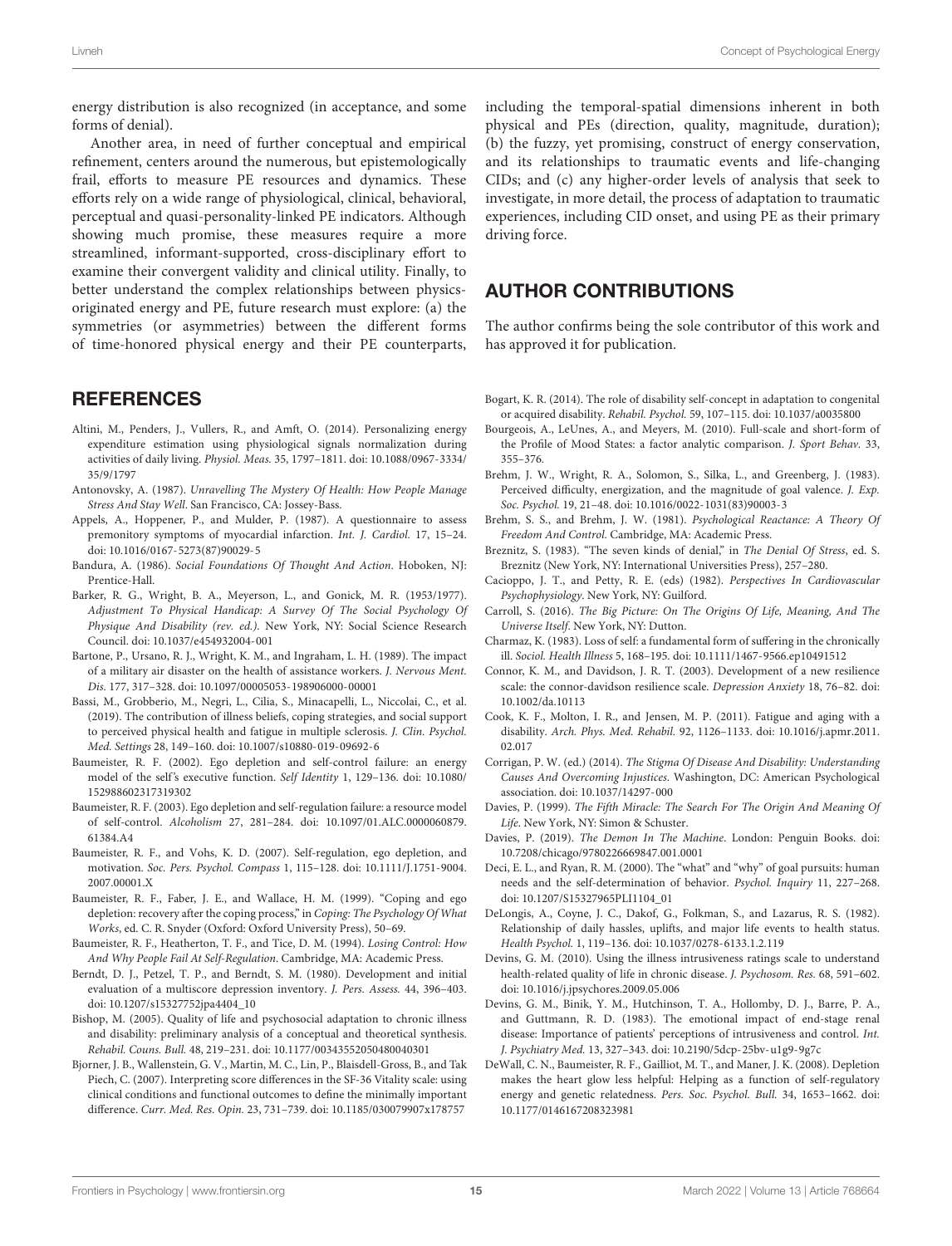energy distribution is also recognized (in acceptance, and some forms of denial).

Another area, in need of further conceptual and empirical refinement, centers around the numerous, but epistemologically frail, efforts to measure PE resources and dynamics. These efforts rely on a wide range of physiological, clinical, behavioral, perceptual and quasi-personality-linked PE indicators. Although showing much promise, these measures require a more streamlined, informant-supported, cross-disciplinary effort to examine their convergent validity and clinical utility. Finally, to better understand the complex relationships between physics-originated energy and PE, future research must explore: (a) the symmetries (or asymmetries) between the different forms of time-honored physical energy and their PE counterparts, including the temporal-spatial dimensions inherent in both physical and PEs (direction, quality, magnitude, duration); (b) the fuzzy, yet promising, construct of energy conservation, and its relationships to traumatic events and life-changing CIDs; and (c) any higher-order levels of analysis that seek to investigate, in more detail, the process of adaptation to traumatic experiences, including CID onset, and using PE as their primary driving force.

## AUTHOR CONTRIBUTIONS

The author confirms being the sole contributor of this work and has approved it for publication.

## REFERENCES

Altini, M., Penders, J., Vullers, R., and Amft, O. (2014). Personalizing energy expenditure estimation using physiological signals normalization during activities of daily living. *Physiol. Meas.* 35, 1797–1811. doi: 10.1088/0967-3334/35/9/1797

Antonovsky, A. (1987). *Unravelling The Mystery Of Health: How People Manage Stress And Stay Well*. San Francisco, CA: Jossey-Bass.

Appels, A., Hoppener, P., and Mulder, P. (1987). A questionnaire to assess premonitory symptoms of myocardial infarction. *Int. J. Cardiol.* 17, 15–24. doi: 10.1016/0167-5273(87)90029-5

Bandura, A. (1986). *Social Foundations Of Thought And Action*. Hoboken, NJ: Prentice-Hall.

Barker, R. G., Wright, B. A., Meyerson, L., and Gonick, M. R. (1953/1977). *Adjustment To Physical Handicap: A Survey Of The Social Psychology Of Physique And Disability (rev. ed.)*. New York, NY: Social Science Research Council. doi: 10.1037/e454932004-001

Bartone, P., Ursano, R. J., Wright, K. M., and Ingraham, L. H. (1989). The impact of a military air disaster on the health of assistance workers. *J. Nervous Ment. Dis.* 177, 317–328. doi: 10.1097/00005053-198906000-00001

Bassi, M., Grobberio, M., Negri, L., Cilia, S., Minacapelli, L., Niccolai, C., et al. (2019). The contribution of illness beliefs, coping strategies, and social support to perceived physical health and fatigue in multiple sclerosis. *J. Clin. Psychol. Med. Settings* 28, 149–160. doi: 10.1007/s10880-019-09692-6

Baumeister, R. F. (2002). Ego depletion and self-control failure: an energy model of the self's executive function. *Self Identity* 1, 129–136. doi: 10.1080/152988602317319302

Baumeister, R. F. (2003). Ego depletion and self-regulation failure: a resource model of self-control. *Alcoholism* 27, 281–284. doi: 10.1097/01.ALC.0000060879.61384.A4

Baumeister, R. F., and Vohs, K. D. (2007). Self-regulation, ego depletion, and motivation. *Soc. Pers. Psychol. Compass* 1, 115–128. doi: 10.1111/J.1751-9004.2007.00001.X

Baumeister, R. F., Faber, J. E., and Wallace, H. M. (1999). "Coping and ego depletion: recovery after the coping process," in *Coping: The Psychology Of What Works*, ed. C. R. Snyder (Oxford: Oxford University Press), 50–69.

Baumeister, R. F., Heatherton, T. F., and Tice, D. M. (1994). *Losing Control: How And Why People Fail At Self-Regulation*. Cambridge, MA: Academic Press.

Berndt, D. J., Petzel, T. P., and Berndt, S. M. (1980). Development and initial evaluation of a multiscore depression inventory. *J. Pers. Assess.* 44, 396–403. doi: 10.1207/s15327752jpa4404_10

Bishop, M. (2005). Quality of life and psychosocial adaptation to chronic illness and disability: preliminary analysis of a conceptual and theoretical synthesis. *Rehabil. Couns. Bull.* 48, 219–231. doi: 10.1177/00343552050480040301

Bjorner, J. B., Wallenstein, G. V., Martin, M. C., Lin, P., Blaisdell-Gross, B., and Tak Piech, C. (2007). Interpreting score differences in the SF-36 Vitality scale: using clinical conditions and functional outcomes to define the minimally important difference. *Curr. Med. Res. Opin.* 23, 731–739. doi: 10.1185/030079907x178757

Bogart, K. R. (2014). The role of disability self-concept in adaptation to congenital or acquired disability. *Rehabil. Psychol.* 59, 107–115. doi: 10.1037/a0035800

Bourgeois, A., LeUnes, A., and Meyers, M. (2010). Full-scale and short-form of the Profile of Mood States: a factor analytic comparison. *J. Sport Behav.* 33, 355–376.

Brehm, J. W., Wright, R. A., Solomon, S., Silka, L., and Greenberg, J. (1983). Perceived difficulty, energization, and the magnitude of goal valence. *J. Exp. Soc. Psychol.* 19, 21–48. doi: 10.1016/0022-1031(83)90003-3

Brehm, S. S., and Brehm, J. W. (1981). *Psychological Reactance: A Theory Of Freedom And Control*. Cambridge, MA: Academic Press.

Breznitz, S. (1983). "The seven kinds of denial," in *The Denial Of Stress*, ed. S. Breznitz (New York, NY: International Universities Press), 257–280.

Cacioppo, J. T., and Petty, R. E. (eds) (1982). *Perspectives In Cardiovascular Psychophysiology*. New York, NY: Guilford.

Carroll, S. (2016). *The Big Picture: On The Origins Of Life, Meaning, And The Universe Itself*. New York, NY: Dutton.

Charmaz, K. (1983). Loss of self: a fundamental form of suffering in the chronically ill. *Sociol. Health Illness* 5, 168–195. doi: 10.1111/1467-9566.ep10491512

Connor, K. M., and Davidson, J. R. T. (2003). Development of a new resilience scale: the connor-davidson resilience scale. *Depression Anxiety* 18, 76–82. doi: 10.1002/da.10113

Cook, K. F., Molton, I. R., and Jensen, M. P. (2011). Fatigue and aging with a disability. *Arch. Phys. Med. Rehabil.* 92, 1126–1133. doi: 10.1016/j.apmr.2011.02.017

Corrigan, P. W. (ed.) (2014). *The Stigma Of Disease And Disability: Understanding Causes And Overcoming Injustices*. Washington, DC: American Psychological association. doi: 10.1037/14297-000

Davies, P. (1999). *The Fifth Miracle: The Search For The Origin And Meaning Of Life*. New York, NY: Simon & Schuster.

Davies, P. (2019). *The Demon In The Machine*. London: Penguin Books. doi: 10.7208/chicago/9780226669847.001.0001

Deci, E. L., and Ryan, R. M. (2000). The "what" and "why" of goal pursuits: human needs and the self-determination of behavior. *Psychol. Inquiry* 11, 227–268. doi: 10.1207/S15327965PLI1104_01

DeLongis, A., Coyne, J. C., Dakof, G., Folkman, S., and Lazarus, R. S. (1982). Relationship of daily hassles, uplifts, and major life events to health status. *Health Psychol.* 1, 119–136. doi: 10.1037/0278-6133.1.2.119

Devins, G. M. (2010). Using the illness intrusiveness ratings scale to understand health-related quality of life in chronic disease. *J. Psychosom. Res.* 68, 591–602. doi: 10.1016/j.jpsychores.2009.05.006

Devins, G. M., Binik, Y. M., Hutchinson, T. A., Hollomby, D. J., Barre, P. A., and Guttmann, R. D. (1983). The emotional impact of end-stage renal disease: Importance of patients' perceptions of intrusiveness and control. *Int. J. Psychiatry Med.* 13, 327–343. doi: 10.2190/5dcp-25bv-u1g9-9g7c

DeWall, C. N., Baumeister, R. F., Gailliot, M. T., and Maner, J. K. (2008). Depletion makes the heart glow less helpful: Helping as a function of self-regulatory energy and genetic relatedness. *Pers. Soc. Psychol. Bull.* 34, 1653–1662. doi: 10.1177/0146167208323981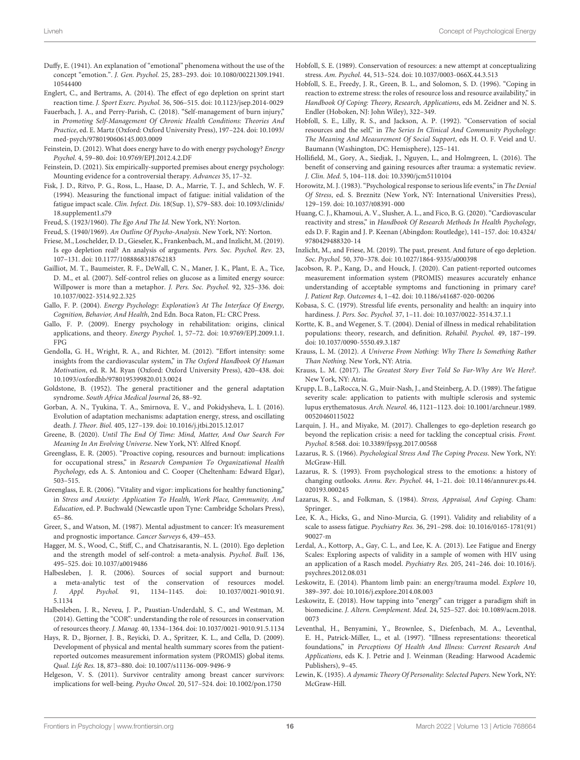Duffy, E. (1941). An explanation of "emotional" phenomena without the use of the concept "emotion.". *J. Gen. Psychol.* 25, 283–293. doi: 10.1080/00221309.1941.10544400

Englert, C., and Bertrams, A. (2014). The effect of ego depletion on sprint start reaction time. *J. Sport Exerc. Psychol.* 36, 506–515. doi: 10.1123/jsep.2014-0029

Fauerbach, J. A., and Perry-Parish, C. (2018). "Self-management of burn injury," in *Promoting Self-Management Of Chronic Health Conditions: Theories And Practice*, ed. E. Martz (Oxford: Oxford University Press), 197–224. doi: 10.1093/med-psych/9780190606145.003.0009

Feinstein, D. (2012). What does energy have to do with energy psychology? *Energy Psychol.* 4, 59–80. doi: 10.9769/EPJ.2012.4.2.DF

Feinstein, D. (2021). Six empirically-supported premises about energy psychology: Mounting evidence for a controversial therapy. *Advances* 35, 17–32.

Fisk, J. D., Ritvo, P. G., Ross, L., Haase, D. A., Marrie, T. J., and Schlech, W. F. (1994). Measuring the functional impact of fatigue: initial validation of the fatigue impact scale. *Clin. Infect. Dis.* 18(Sup. 1), S79–S83. doi: 10.1093/clinids/18.supplement1.s79

Freud, S. (1923/1960). *The Ego And The Id*. New York, NY: Norton.

Freud, S. (1940/1969). *An Outline Of Psycho-Analysis*. New York, NY: Norton.

Friese, M., Loschelder, D. D., Gieseler, K., Frankenbach, M., and Inzlicht, M. (2019). Is ego depletion real? An analysis of arguments. *Pers. Soc. Psychol. Rev.* 23, 107–131. doi: 10.1177/1088868318762183

Gailliot, M. T., Baumeister, R. F., DeWall, C. N., Maner, J. K., Plant, E. A., Tice, D. M., et al. (2007). Self-control relies on glucose as a limited energy source: Willpower is more than a metaphor. *J. Pers. Soc. Psychol.* 92, 325–336. doi: 10.1037/0022-3514.92.2.325

Gallo, F. P. (2004). *Energy Psychology: Exploration's At The Interface Of Energy, Cognition, Behavior, And Health*, 2nd Edn. Boca Raton, FL: CRC Press.

Gallo, F. P. (2009). Energy psychology in rehabilitation: origins, clinical applications, and theory. *Energy Psychol.* 1, 57–72. doi: 10.9769/EPJ.2009.1.1.FPG

Gendolla, G. H., Wright, R. A., and Richter, M. (2012). "Effort intensity: some insights from the cardiovascular system," in *The Oxford Handbook Of Human Motivation*, ed. R. M. Ryan (Oxford: Oxford University Press), 420–438. doi: 10.1093/oxfordhb/9780195399820.013.0024

Goldstone, B. (1952). The general practitioner and the general adaptation syndrome. *South Africa Medical Journal* 26, 88–92.

Gorban, A. N., Tyukina, T. A., Smirnova, E. V., and Pokidysheva, L. I. (2016). Evolution of adaptation mechanisms: adaptation energy, stress, and oscillating death. *J. Theor. Biol.* 405, 127–139. doi: 10.1016/j.jtbi.2015.12.017

Greene, B. (2020). *Until The End Of Time: Mind, Matter, And Our Search For Meaning In An Evolving Universe*. New York, NY: Alfred Knopf.

Greenglass, E. R. (2005). "Proactive coping, resources and burnout: implications for occupational stress," in *Research Companion To Organizational Health Psychology*, eds A. S. Antoniou and C. Cooper (Cheltenham: Edward Elgar), 503–515.

Greenglass, E. R. (2006). "Vitality and vigor: implications for healthy functioning," in *Stress and Anxiety: Application To Health, Work Place, Community, And Education*, ed. P. Buchwald (Newcastle upon Tyne: Cambridge Scholars Press), 65–86.

Greer, S., and Watson, M. (1987). Mental adjustment to cancer: It's measurement and prognostic importance. *Cancer Surveys* 6, 439–453.

Hagger, M. S., Wood, C., Stiff, C., and Chatzisarantis, N. L. (2010). Ego depletion and the strength model of self-control: a meta-analysis. *Psychol. Bull.* 136, 495–525. doi: 10.1037/a0019486

Halbesleben, J. R. (2006). Sources of social support and burnout: a meta-analytic test of the conservation of resources model. *J. Appl. Psychol.* 91, 1134–1145. doi: 10.1037/0021-9010.91.5.1134

Halbesleben, J. R., Neveu, J. P., Paustian-Underdahl, S. C., and Westman, M. (2014). Getting the "COR": understanding the role of resources in conservation of resources theory. *J. Manag.* 40, 1334–1364. doi: 10.1037/0021-9010.91.5.1134

Hays, R. D., Bjorner, J. B., Reyicki, D. A., Spritzer, K. L., and Cella, D. (2009). Development of physical and mental health summary scores from the patient-reported outcomes measurement information system (PROMIS) global items. *Qual. Life Res.* 18, 873–880. doi: 10.1007/s11136-009-9496-9

Helgeson, V. S. (2011). Survivor centrality among breast cancer survivors: implications for well-being. *Psycho Oncol.* 20, 517–524. doi: 10.1002/pon.1750

Hobfoll, S. E. (1989). Conservation of resources: a new attempt at conceptualizing stress. *Am. Psychol.* 44, 513–524. doi: 10.1037/0003-066X.44.3.513

Hobfoll, S. E., Freedy, J. R., Green, B. L., and Solomon, S. D. (1996). "Coping in reaction to extreme stress: the roles of resource loss and resource availability," in *Handbook Of Coping: Theory, Research, Applications*, eds M. Zeidner and N. S. Endler (Hoboken, NJ: John Wiley), 322–349.

Hobfoll, S. E., Lilly, R. S., and Jackson, A. P. (1992). "Conservation of social resources and the self," in *The Series In Clinical And Community Psychology: The Meaning And Measurement Of Social Support*, eds H. O. F. Veiel and U. Baumann (Washington, DC: Hemisphere), 125–141.

Hollifield, M., Gory, A., Siedjak, J., Nguyen, L., and Holmgreen, L. (2016). The benefit of conserving and gaining resources after trauma: a systematic review. *J. Clin. Med.* 5, 104–118. doi: 10.3390/jcm5110104

Horowitz, M. J. (1983). "Psychological response to serious life events," in *The Denial Of Stress*, ed. S. Breznitz (New York, NY: International Universities Press), 129–159. doi: 10.1037/t08391-000

Huang, C. J., Khamoui, A. V., Slusher, A. L., and Fico, B. G. (2020). "Cardiovascular reactivity and stress," in *Handbook Of Research Methods In Health Psychology*, eds D. F. Ragin and J. P. Keenan (Abingdon: Routledge), 141–157. doi: 10.4324/9780429488320-14

Inzlicht, M., and Friese, M. (2019). The past, present. And future of ego depletion. *Soc. Psychol.* 50, 370–378. doi: 10.1027/1864-9335/a000398

Jacobson, R. P., Kang, D., and Houck, J. (2020). Can patient-reported outcomes measurement information system (PROMIS) measures accurately enhance understanding of acceptable symptoms and functioning in primary care? *J. Patient Rep. Outcomes* 4, 1–42. doi: 10.1186/s41687-020-00206

Kobasa, S. C. (1979). Stressful life events, personality and health: an inquiry into hardiness. *J. Pers. Soc. Psychol.* 37, 1–11. doi: 10.1037/0022-3514.37.1.1

Kortte, K. B., and Wegener, S. T. (2004). Denial of illness in medical rehabilitation populations: theory, research, and definition. *Rehabil. Psychol.* 49, 187–199. doi: 10.1037/0090-5550.49.3.187

Krauss, L. M. (2012). *A Universe From Nothing: Why There Is Something Rather Than Nothing*. New York, NY: Atria.

Krauss, L. M. (2017). *The Greatest Story Ever Told So Far-Why Are We Here?*. New York, NY: Atria.

Krupp, L. B., LaRocca, N. G., Muir-Nash, J., and Steinberg, A. D. (1989). The fatigue severity scale: application to patients with multiple sclerosis and systemic lupus erythematosus. *Arch. Neurol.* 46, 1121–1123. doi: 10.1001/archneur.1989.00520460115022

Larquin, J. H., and Miyake, M. (2017). Challenges to ego-depletion research go beyond the replication crisis: a need for tackling the conceptual crisis. *Front. Psychol.* 8:568. doi: 10.3389/fpsyg.2017.00568

Lazarus, R. S. (1966). *Psychological Stress And The Coping Process*. New York, NY: McGraw-Hill.

Lazarus, R. S. (1993). From psychological stress to the emotions: a history of changing outlooks. *Annu. Rev. Psychol.* 44, 1–21. doi: 10.1146/annurev.ps.44.020193.000245

Lazarus, R. S., and Folkman, S. (1984). *Stress, Appraisal, And Coping*. Cham: Springer.

Lee, K. A., Hicks, G., and Nino-Murcia, G. (1991). Validity and reliability of a scale to assess fatigue. *Psychiatry Res.* 36, 291–298. doi: 10.1016/0165-1781(91)90027-m

Lerdal, A., Kottorp, A., Gay, C. L., and Lee, K. A. (2013). Lee Fatigue and Energy Scales: Exploring aspects of validity in a sample of women with HIV using an application of a Rasch model. *Psychiatry Res.* 205, 241–246. doi: 10.1016/j.psychres.2012.08.031

Leskowitz, E. (2014). Phantom limb pain: an energy/trauma model. *Explore* 10, 389–397. doi: 10.1016/j.explore.2014.08.003

Leskowitz, E. (2018). How tapping into "energy" can trigger a paradigm shift in biomedicine. *J. Altern. Complement. Med.* 24, 525–527. doi: 10.1089/acm.2018.0073

Leventhal, H., Benyamini, Y., Brownlee, S., Diefenbach, M. A., Leventhal, E. H., Patrick-Miller, L., et al. (1997). "Illness representations: theoretical foundations," in *Perceptions Of Health And Illness: Current Research And Applications*, eds K. J. Petrie and J. Weinman (Reading: Harwood Academic Publishers), 9–45.

Lewin, K. (1935). *A dynamic Theory Of Personality: Selected Papers*. New York, NY: McGraw-Hill.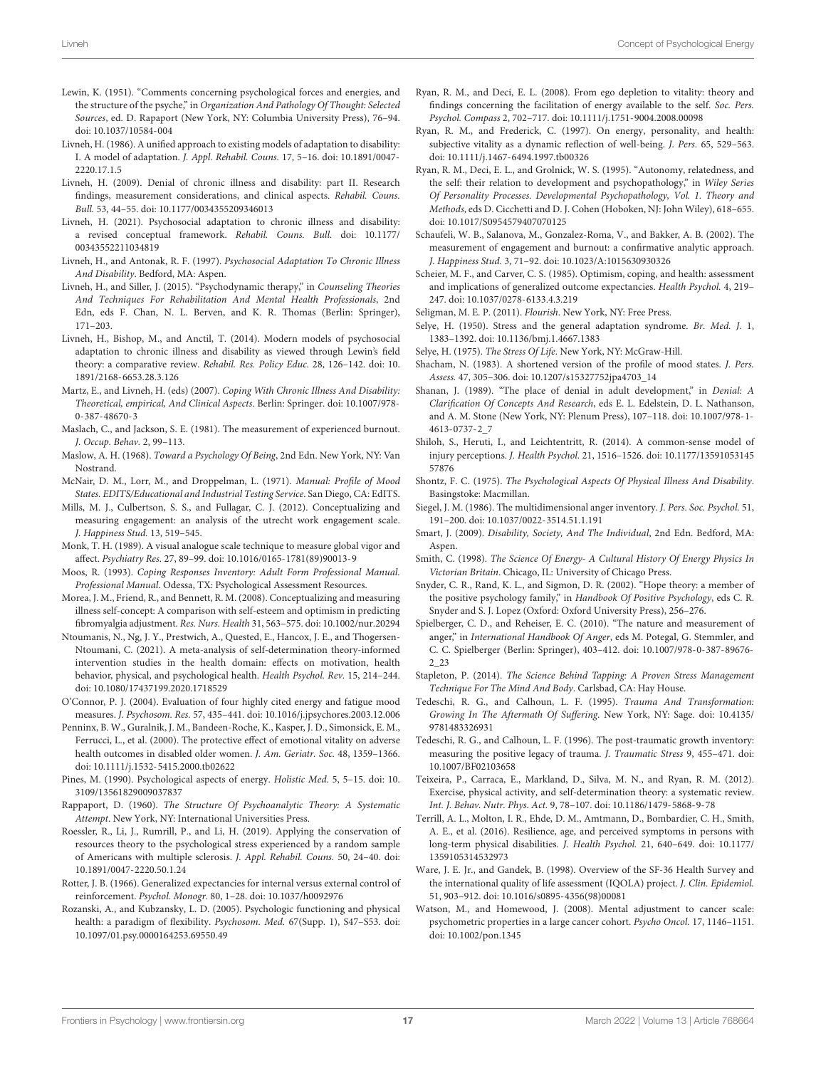Lewin, K. (1951). "Comments concerning psychological forces and energies, and the structure of the psyche," in *Organization And Pathology Of Thought: Selected Sources*, ed. D. Rapaport (New York, NY: Columbia University Press), 76–94. doi: 10.1037/10584-004

Livneh, H. (1986). A unified approach to existing models of adaptation to disability: I. A model of adaptation. *J. Appl. Rehabil. Couns.* 17, 5–16. doi: 10.1891/0047-2220.17.1.5

Livneh, H. (2009). Denial of chronic illness and disability: part II. Research findings, measurement considerations, and clinical aspects. *Rehabil. Couns. Bull.* 53, 44–55. doi: 10.1177/0034355209346013

Livneh, H. (2021). Psychosocial adaptation to chronic illness and disability: a revised conceptual framework. *Rehabil. Couns. Bull.* doi: 10.1177/00343552211034819

Livneh, H., and Antonak, R. F. (1997). *Psychosocial Adaptation To Chronic Illness And Disability*. Bedford, MA: Aspen.

Livneh, H., and Siller, J. (2015). "Psychodynamic therapy," in *Counseling Theories And Techniques For Rehabilitation And Mental Health Professionals*, 2nd Edn, eds F. Chan, N. L. Berven, and K. R. Thomas (Berlin: Springer), 171–203.

Livneh, H., Bishop, M., and Anctil, T. (2014). Modern models of psychosocial adaptation to chronic illness and disability as viewed through Lewin's field theory: a comparative review. *Rehabil. Res. Policy Educ.* 28, 126–142. doi: 10.1891/2168-6653.28.3.126

Martz, E., and Livneh, H. (eds) (2007). *Coping With Chronic Illness And Disability: Theoretical, empirical, And Clinical Aspects*. Berlin: Springer. doi: 10.1007/978-0-387-48670-3

Maslach, C., and Jackson, S. E. (1981). The measurement of experienced burnout. *J. Occup. Behav.* 2, 99–113.

Maslow, A. H. (1968). *Toward a Psychology Of Being*, 2nd Edn. New York, NY: Van Nostrand.

McNair, D. M., Lorr, M., and Droppelman, L. (1971). *Manual: Profile of Mood States. EDITS/Educational and Industrial Testing Service*. San Diego, CA: EdITS.

Mills, M. J., Culbertson, S. S., and Fullagar, C. J. (2012). Conceptualizing and measuring engagement: an analysis of the utrecht work engagement scale. *J. Happiness Stud.* 13, 519–545.

Monk, T. H. (1989). A visual analogue scale technique to measure global vigor and affect. *Psychiatry Res.* 27, 89–99. doi: 10.1016/0165-1781(89)90013-9

Moos, R. (1993). *Coping Responses Inventory: Adult Form Professional Manual. Professional Manual*. Odessa, TX: Psychological Assessment Resources.

Morea, J. M., Friend, R., and Bennett, R. M. (2008). Conceptualizing and measuring illness self-concept: A comparison with self-esteem and optimism in predicting fibromyalgia adjustment. *Res. Nurs. Health* 31, 563–575. doi: 10.1002/nur.20294

Ntoumanis, N., Ng, J. Y., Prestwich, A., Quested, E., Hancox, J. E., and Thogersen-Ntoumani, C. (2021). A meta-analysis of self-determination theory-informed intervention studies in the health domain: effects on motivation, health behavior, physical, and psychological health. *Health Psychol. Rev.* 15, 214–244. doi: 10.1080/17437199.2020.1718529

O'Connor, P. J. (2004). Evaluation of four highly cited energy and fatigue mood measures. *J. Psychosom. Res.* 57, 435–441. doi: 10.1016/j.jpsychores.2003.12.006

Penninx, B. W., Guralnik, J. M., Bandeen-Roche, K., Kasper, J. D., Simonsick, E. M., Ferrucci, L., et al. (2000). The protective effect of emotional vitality on adverse health outcomes in disabled older women. *J. Am. Geriatr. Soc.* 48, 1359–1366. doi: 10.1111/j.1532-5415.2000.tb02622

Pines, M. (1990). Psychological aspects of energy. *Holistic Med.* 5, 5–15. doi: 10.3109/13561829009037837

Rappaport, D. (1960). *The Structure Of Psychoanalytic Theory: A Systematic Attempt*. New York, NY: International Universities Press.

Roessler, R., Li, J., Rumrill, P., and Li, H. (2019). Applying the conservation of resources theory to the psychological stress experienced by a random sample of Americans with multiple sclerosis. *J. Appl. Rehabil. Couns.* 50, 24–40. doi: 10.1891/0047-2220.50.1.24

Rotter, J. B. (1966). Generalized expectancies for internal versus external control of reinforcement. *Psychol. Monogr.* 80, 1–28. doi: 10.1037/h0092976

Rozanski, A., and Kubzansky, L. D. (2005). Psychologic functioning and physical health: a paradigm of flexibility. *Psychosom. Med.* 67(Supp. 1), S47–S53. doi: 10.1097/01.psy.0000164253.69550.49

Ryan, R. M., and Deci, E. L. (2008). From ego depletion to vitality: theory and findings concerning the facilitation of energy available to the self. *Soc. Pers. Psychol. Compass* 2, 702–717. doi: 10.1111/j.1751-9004.2008.00098

Ryan, R. M., and Frederick, C. (1997). On energy, personality, and health: subjective vitality as a dynamic reflection of well-being. *J. Pers.* 65, 529–563. doi: 10.1111/j.1467-6494.1997.tb00326

Ryan, R. M., Deci, E. L., and Grolnick, W. S. (1995). "Autonomy, relatedness, and the self: their relation to development and psychopathology," in *Wiley Series Of Personality Processes. Developmental Psychopathology, Vol. 1. Theory and Methods*, eds D. Cicchetti and D. J. Cohen (Hoboken, NJ: John Wiley), 618–655. doi: 10.1017/S0954579407070125

Schaufeli, W. B., Salanova, M., Gonzalez-Roma, V., and Bakker, A. B. (2002). The measurement of engagement and burnout: a confirmative analytic approach. *J. Happiness Stud.* 3, 71–92. doi: 10.1023/A:1015630930326

Scheier, M. F., and Carver, C. S. (1985). Optimism, coping, and health: assessment and implications of generalized outcome expectancies. *Health Psychol.* 4, 219–247. doi: 10.1037/0278-6133.4.3.219

Seligman, M. E. P. (2011). *Flourish*. New York, NY: Free Press.

Selye, H. (1950). Stress and the general adaptation syndrome. *Br. Med. J.* 1, 1383–1392. doi: 10.1136/bmj.1.4667.1383

Selye, H. (1975). *The Stress Of Life*. New York, NY: McGraw-Hill.

Shacham, N. (1983). A shortened version of the profile of mood states. *J. Pers. Assess.* 47, 305–306. doi: 10.1207/s15327752jpa4703_14

Shanan, J. (1989). "The place of denial in adult development," in *Denial: A Clarification Of Concepts And Research*, eds E. L. Edelstein, D. L. Nathanson, and A. M. Stone (New York, NY: Plenum Press), 107–118. doi: 10.1007/978-1-4613-0737-2_7

Shiloh, S., Heruti, I., and Leichtentritt, R. (2014). A common-sense model of injury perceptions. *J. Health Psychol.* 21, 1516–1526. doi: 10.1177/1359105314557876

Shontz, F. C. (1975). *The Psychological Aspects Of Physical Illness And Disability*. Basingstoke: Macmillan.

Siegel, J. M. (1986). The multidimensional anger inventory. *J. Pers. Soc. Psychol.* 51, 191–200. doi: 10.1037/0022-3514.51.1.191

Smart, J. (2009). *Disability, Society, And The Individual*, 2nd Edn. Bedford, MA: Aspen.

Smith, C. (1998). *The Science Of Energy- A Cultural History Of Energy Physics In Victorian Britain*. Chicago, IL: University of Chicago Press.

Snyder, C. R., Rand, K. L., and Sigmon, D. R. (2002). "Hope theory: a member of the positive psychology family," in *Handbook Of Positive Psychology*, eds C. R. Snyder and S. J. Lopez (Oxford: Oxford University Press), 256–276.

Spielberger, C. D., and Reheiser, E. C. (2010). "The nature and measurement of anger," in *International Handbook Of Anger*, eds M. Potegal, G. Stemmler, and C. C. Spielberger (Berlin: Springer), 403–412. doi: 10.1007/978-0-387-89676-2_23

Stapleton, P. (2014). *The Science Behind Tapping: A Proven Stress Management Technique For The Mind And Body*. Carlsbad, CA: Hay House.

Tedeschi, R. G., and Calhoun, L. F. (1995). *Trauma And Transformation: Growing In The Aftermath Of Suffering*. New York, NY: Sage. doi: 10.4135/9781483326931

Tedeschi, R. G., and Calhoun, L. F. (1996). The post-traumatic growth inventory: measuring the positive legacy of trauma. *J. Traumatic Stress* 9, 455–471. doi: 10.1007/BF02103658

Teixeira, P., Carraca, E., Markland, D., Silva, M. N., and Ryan, R. M. (2012). Exercise, physical activity, and self-determination theory: a systematic review. *Int. J. Behav. Nutr. Phys. Act.* 9, 78–107. doi: 10.1186/1479-5868-9-78

Terrill, A. L., Molton, I. R., Ehde, D. M., Amtmann, D., Bombardier, C. H., Smith, A. E., et al. (2016). Resilience, age, and perceived symptoms in persons with long-term physical disabilities. *J. Health Psychol.* 21, 640–649. doi: 10.1177/1359105314532973

Ware, J. E. Jr., and Gandek, B. (1998). Overview of the SF-36 Health Survey and the international quality of life assessment (IQOLA) project. *J. Clin. Epidemiol.* 51, 903–912. doi: 10.1016/s0895-4356(98)00081

Watson, M., and Homewood, J. (2008). Mental adjustment to cancer scale: psychometric properties in a large cancer cohort. *Psycho Oncol.* 17, 1146–1151. doi: 10.1002/pon.1345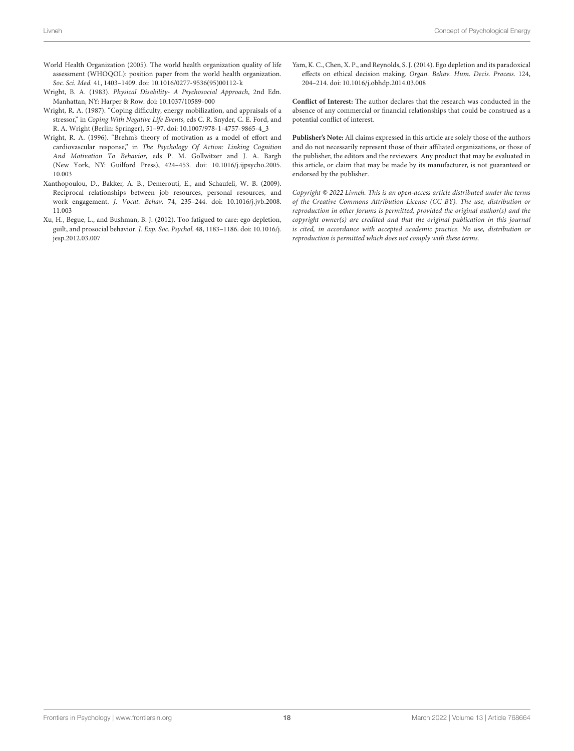World Health Organization (2005). The world health organization quality of life assessment (WHOQOL): position paper from the world health organization. *Soc. Sci. Med.* 41, 1403–1409. doi: 10.1016/0277-9536(95)00112-k

Wright, B. A. (1983). *Physical Disability- A Psychosocial Approach*, 2nd Edn. Manhattan, NY: Harper & Row. doi: 10.1037/10589-000

Wright, R. A. (1987). "Coping difficulty, energy mobilization, and appraisals of a stressor," in *Coping With Negative Life Events*, eds C. R. Snyder, C. E. Ford, and R. A. Wright (Berlin: Springer), 51–97. doi: 10.1007/978-1-4757-9865-4_3

Wright, R. A. (1996). "Brehm's theory of motivation as a model of effort and cardiovascular response," in *The Psychology Of Action: Linking Cognition And Motivation To Behavior*, eds P. M. Gollwitzer and J. A. Bargh (New York, NY: Guilford Press), 424–453. doi: 10.1016/j.ijpsycho.2005.10.003

Xanthopoulou, D., Bakker, A. B., Demerouti, E., and Schaufeli, W. B. (2009). Reciprocal relationships between job resources, personal resources, and work engagement. *J. Vocat. Behav.* 74, 235–244. doi: 10.1016/j.jvb.2008.11.003

Xu, H., Begue, L., and Bushman, B. J. (2012). Too fatigued to care: ego depletion, guilt, and prosocial behavior. *J. Exp. Soc. Psychol.* 48, 1183–1186. doi: 10.1016/j.jesp.2012.03.007

Yam, K. C., Chen, X. P., and Reynolds, S. J. (2014). Ego depletion and its paradoxical effects on ethical decision making. *Organ. Behav. Hum. Decis. Process.* 124, 204–214. doi: 10.1016/j.obhdp.2014.03.008

**Conflict of Interest:** The author declares that the research was conducted in the absence of any commercial or financial relationships that could be construed as a potential conflict of interest.

**Publisher's Note:** All claims expressed in this article are solely those of the authors and do not necessarily represent those of their affiliated organizations, or those of the publisher, the editors and the reviewers. Any product that may be evaluated in this article, or claim that may be made by its manufacturer, is not guaranteed or endorsed by the publisher.

*Copyright © 2022 Livneh. This is an open-access article distributed under the terms of the Creative Commons Attribution License (CC BY). The use, distribution or reproduction in other forums is permitted, provided the original author(s) and the copyright owner(s) are credited and that the original publication in this journal is cited, in accordance with accepted academic practice. No use, distribution or reproduction is permitted which does not comply with these terms.*